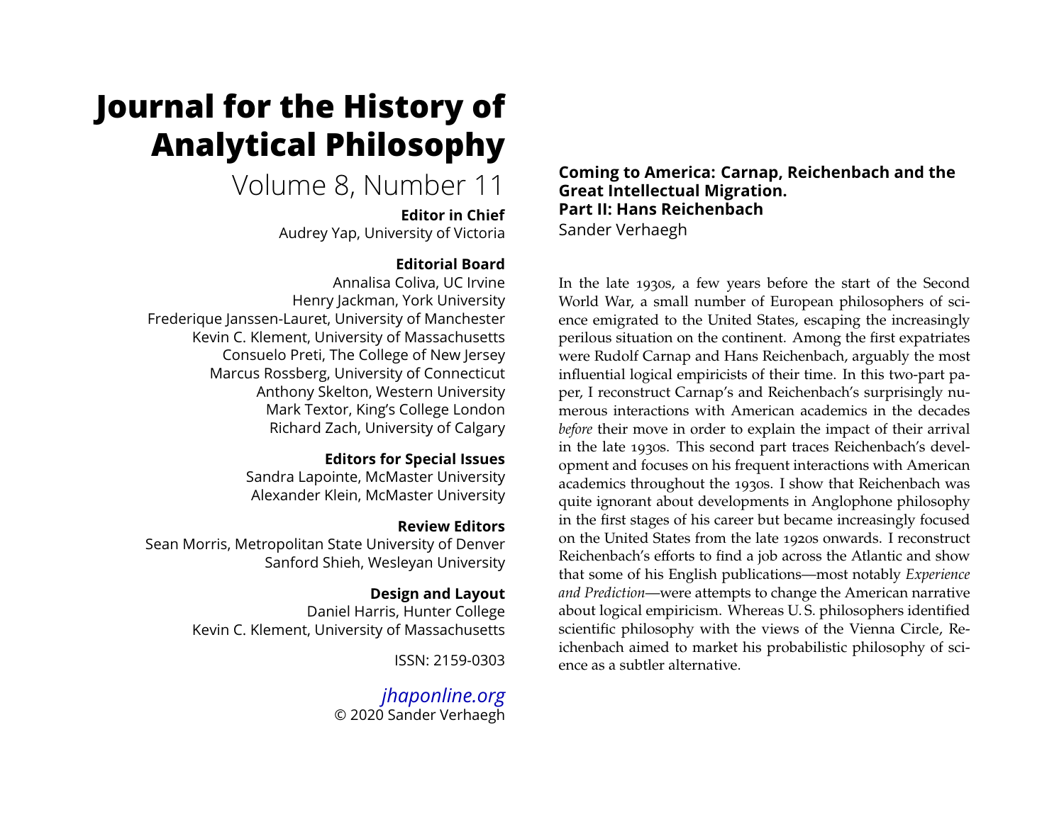# Journal for the History of Analytical Philosophy

Volume 8, Number 11

**Editor in Chief**
Audrey Yap, University of Victoria

**Editorial Board**
Annalisa Coliva, UC Irvine
Henry Jackman, York University
Frederique Janssen-Lauret, University of Manchester
Kevin C. Klement, University of Massachusetts
Consuelo Preti, The College of New Jersey
Marcus Rossberg, University of Connecticut
Anthony Skelton, Western University
Mark Textor, King's College London
Richard Zach, University of Calgary

**Editors for Special Issues**
Sandra Lapointe, McMaster University
Alexander Klein, McMaster University

**Review Editors**
Sean Morris, Metropolitan State University of Denver
Sanford Shieh, Wesleyan University

**Design and Layout**
Daniel Harris, Hunter College
Kevin C. Klement, University of Massachusetts

ISSN: 2159-0303

*jhaponline.org*
© 2020 Sander Verhaegh

## Coming to America: Carnap, Reichenbach and the Great Intellectual Migration. Part II: Hans Reichenbach

Sander Verhaegh

In the late 1930s, a few years before the start of the Second World War, a small number of European philosophers of science emigrated to the United States, escaping the increasingly perilous situation on the continent. Among the first expatriates were Rudolf Carnap and Hans Reichenbach, arguably the most influential logical empiricists of their time. In this two-part paper, I reconstruct Carnap's and Reichenbach's surprisingly numerous interactions with American academics in the decades *before* their move in order to explain the impact of their arrival in the late 1930s. This second part traces Reichenbach's development and focuses on his frequent interactions with American academics throughout the 1930s. I show that Reichenbach was quite ignorant about developments in Anglophone philosophy in the first stages of his career but became increasingly focused on the United States from the late 1920s onwards. I reconstruct Reichenbach's efforts to find a job across the Atlantic and show that some of his English publications—most notably *Experience and Prediction*—were attempts to change the American narrative about logical empiricism. Whereas U. S. philosophers identified scientific philosophy with the views of the Vienna Circle, Reichenbach aimed to market his probabilistic philosophy of science as a subtler alternative.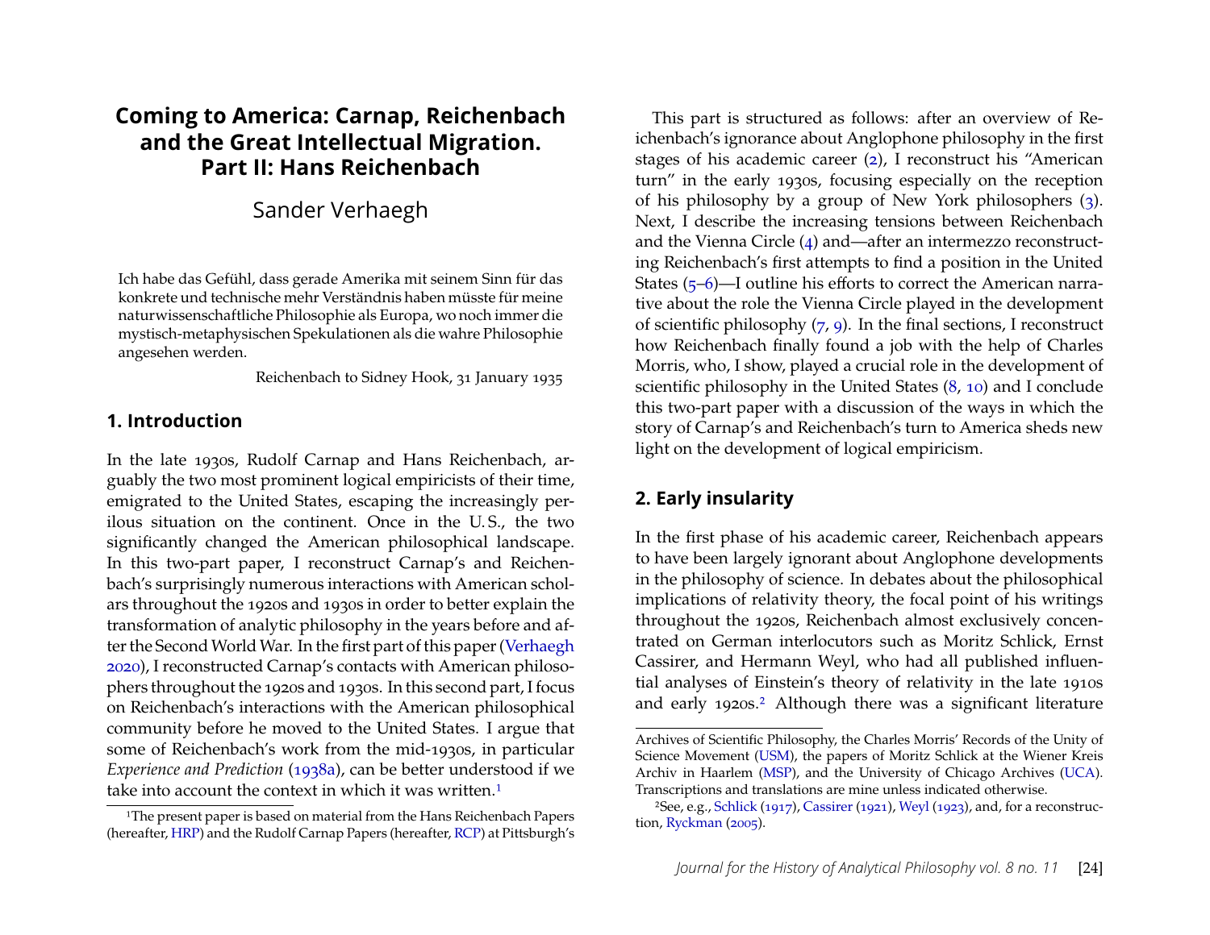# Coming to America: Carnap, Reichenbach and the Great Intellectual Migration. Part II: Hans Reichenbach

Sander Verhaegh

> Ich habe das Gefühl, dass gerade Amerika mit seinem Sinn für das konkrete und technische mehr Verständnis haben müsste für meine naturwissenschaftliche Philosophie als Europa, wo noch immer die mystisch-metaphysischen Spekulationen als die wahre Philosophie angesehen werden.
>
> Reichenbach to Sidney Hook, 31 January 1935

## 1. Introduction

In the late 1930s, Rudolf Carnap and Hans Reichenbach, arguably the two most prominent logical empiricists of their time, emigrated to the United States, escaping the increasingly perilous situation on the continent. Once in the U.S., the two significantly changed the American philosophical landscape. In this two-part paper, I reconstruct Carnap's and Reichenbach's surprisingly numerous interactions with American scholars throughout the 1920s and 1930s in order to better explain the transformation of analytic philosophy in the years before and after the Second World War. In the first part of this paper (Verhaegh 2020), I reconstructed Carnap's contacts with American philosophers throughout the 1920s and 1930s. In this second part, I focus on Reichenbach's interactions with the American philosophical community before he moved to the United States. I argue that some of Reichenbach's work from the mid-1930s, in particular *Experience and Prediction* (1938a), can be better understood if we take into account the context in which it was written.[1]

This part is structured as follows: after an overview of Reichenbach's ignorance about Anglophone philosophy in the first stages of his academic career (2), I reconstruct his "American turn" in the early 1930s, focusing especially on the reception of his philosophy by a group of New York philosophers (3). Next, I describe the increasing tensions between Reichenbach and the Vienna Circle (4) and—after an intermezzo reconstructing Reichenbach's first attempts to find a position in the United States (5–6)—I outline his efforts to correct the American narrative about the role the Vienna Circle played in the development of scientific philosophy (7, 9). In the final sections, I reconstruct how Reichenbach finally found a job with the help of Charles Morris, who, I show, played a crucial role in the development of scientific philosophy in the United States (8, 10) and I conclude this two-part paper with a discussion of the ways in which the story of Carnap's and Reichenbach's turn to America sheds new light on the development of logical empiricism.

## 2. Early insularity

In the first phase of his academic career, Reichenbach appears to have been largely ignorant about Anglophone developments in the philosophy of science. In debates about the philosophical implications of relativity theory, the focal point of his writings throughout the 1920s, Reichenbach almost exclusively concentrated on German interlocutors such as Moritz Schlick, Ernst Cassirer, and Hermann Weyl, who had all published influential analyses of Einstein's theory of relativity in the late 1910s and early 1920s.[2] Although there was a significant literature

---

[1] The present paper is based on material from the Hans Reichenbach Papers (hereafter, HRP) and the Rudolf Carnap Papers (hereafter, RCP) at Pittsburgh's Archives of Scientific Philosophy, the Charles Morris' Records of the Unity of Science Movement (USM), the papers of Moritz Schlick at the Wiener Kreis Archiv in Haarlem (MSP), and the University of Chicago Archives (UCA). Transcriptions and translations are mine unless indicated otherwise.

[2] See, e.g., Schlick (1917), Cassirer (1921), Weyl (1923), and, for a reconstruction, Ryckman (2005).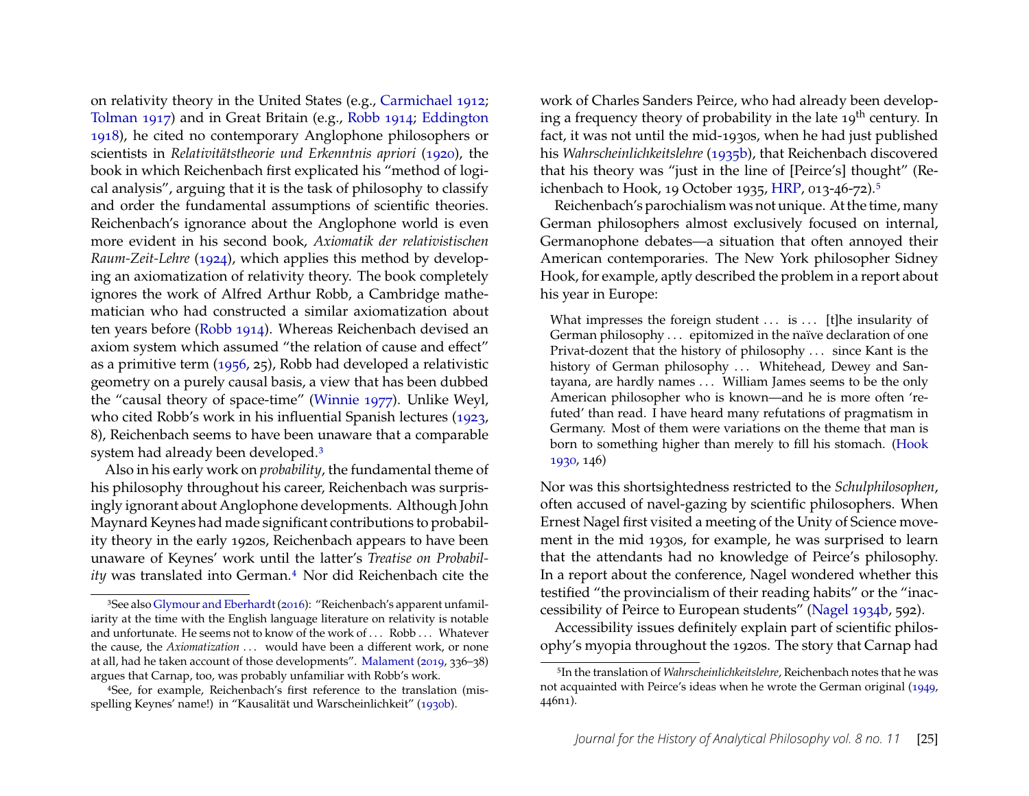on relativity theory in the United States (e.g., Carmichael 1912; Tolman 1917) and in Great Britain (e.g., Robb 1914; Eddington 1918), he cited no contemporary Anglophone philosophers or scientists in *Relativitätstheorie und Erkenntnis apriori* (1920), the book in which Reichenbach first explicated his "method of logical analysis", arguing that it is the task of philosophy to classify and order the fundamental assumptions of scientific theories. Reichenbach's ignorance about the Anglophone world is even more evident in his second book, *Axiomatik der relativistischen Raum-Zeit-Lehre* (1924), which applies this method by developing an axiomatization of relativity theory. The book completely ignores the work of Alfred Arthur Robb, a Cambridge mathematician who had constructed a similar axiomatization about ten years before (Robb 1914). Whereas Reichenbach devised an axiom system which assumed "the relation of cause and effect" as a primitive term (1956, 25), Robb had developed a relativistic geometry on a purely causal basis, a view that has been dubbed the "causal theory of space-time" (Winnie 1977). Unlike Weyl, who cited Robb's work in his influential Spanish lectures (1923, 8), Reichenbach seems to have been unaware that a comparable system had already been developed.[3]

Also in his early work on *probability*, the fundamental theme of his philosophy throughout his career, Reichenbach was surprisingly ignorant about Anglophone developments. Although John Maynard Keynes had made significant contributions to probability theory in the early 1920s, Reichenbach appears to have been unaware of Keynes' work until the latter's *Treatise on Probability* was translated into German.[4] Nor did Reichenbach cite the work of Charles Sanders Peirce, who had already been developing a frequency theory of probability in the late 19th century. In fact, it was not until the mid-1930s, when he had just published his *Wahrscheinlichkeitslehre* (1935b), that Reichenbach discovered that his theory was "just in the line of [Peirce's] thought" (Reichenbach to Hook, 19 October 1935, HRP, 013-46-72).[5]

Reichenbach's parochialism was not unique. At the time, many German philosophers almost exclusively focused on internal, Germanophone debates—a situation that often annoyed their American contemporaries. The New York philosopher Sidney Hook, for example, aptly described the problem in a report about his year in Europe:

> What impresses the foreign student ... is ... [t]he insularity of German philosophy ... epitomized in the naïve declaration of one Privat-dozent that the history of philosophy ... since Kant is the history of German philosophy ... Whitehead, Dewey and Santayana, are hardly names ... William James seems to be the only American philosopher who is known—and he is more often 'refuted' than read. I have heard many refutations of pragmatism in Germany. Most of them were variations on the theme that man is born to something higher than merely to fill his stomach. (Hook 1930, 146)

Nor was this shortsightedness restricted to the *Schulphilosophen*, often accused of navel-gazing by scientific philosophers. When Ernest Nagel first visited a meeting of the Unity of Science movement in the mid 1930s, for example, he was surprised to learn that the attendants had no knowledge of Peirce's philosophy. In a report about the conference, Nagel wondered whether this testified "the provincialism of their reading habits" or the "inaccessibility of Peirce to European students" (Nagel 1934b, 592).

Accessibility issues definitely explain part of scientific philosophy's myopia throughout the 1920s. The story that Carnap had

---

[3] See also Glymour and Eberhardt (2016): "Reichenbach's apparent unfamiliarity at the time with the English language literature on relativity is notable and unfortunate. He seems not to know of the work of ... Robb ... Whatever the cause, the *Axiomatization* ... would have been a different work, or none at all, had he taken account of those developments". Malament (2019, 336–38) argues that Carnap, too, was probably unfamiliar with Robb's work.

[4] See, for example, Reichenbach's first reference to the translation (misspelling Keynes' name!) in "Kausalität und Warscheinlichkeit" (1930b).

[5] In the translation of *Wahrscheinlichkeitslehre*, Reichenbach notes that he was not acquainted with Peirce's ideas when he wrote the German original (1949, 446n1).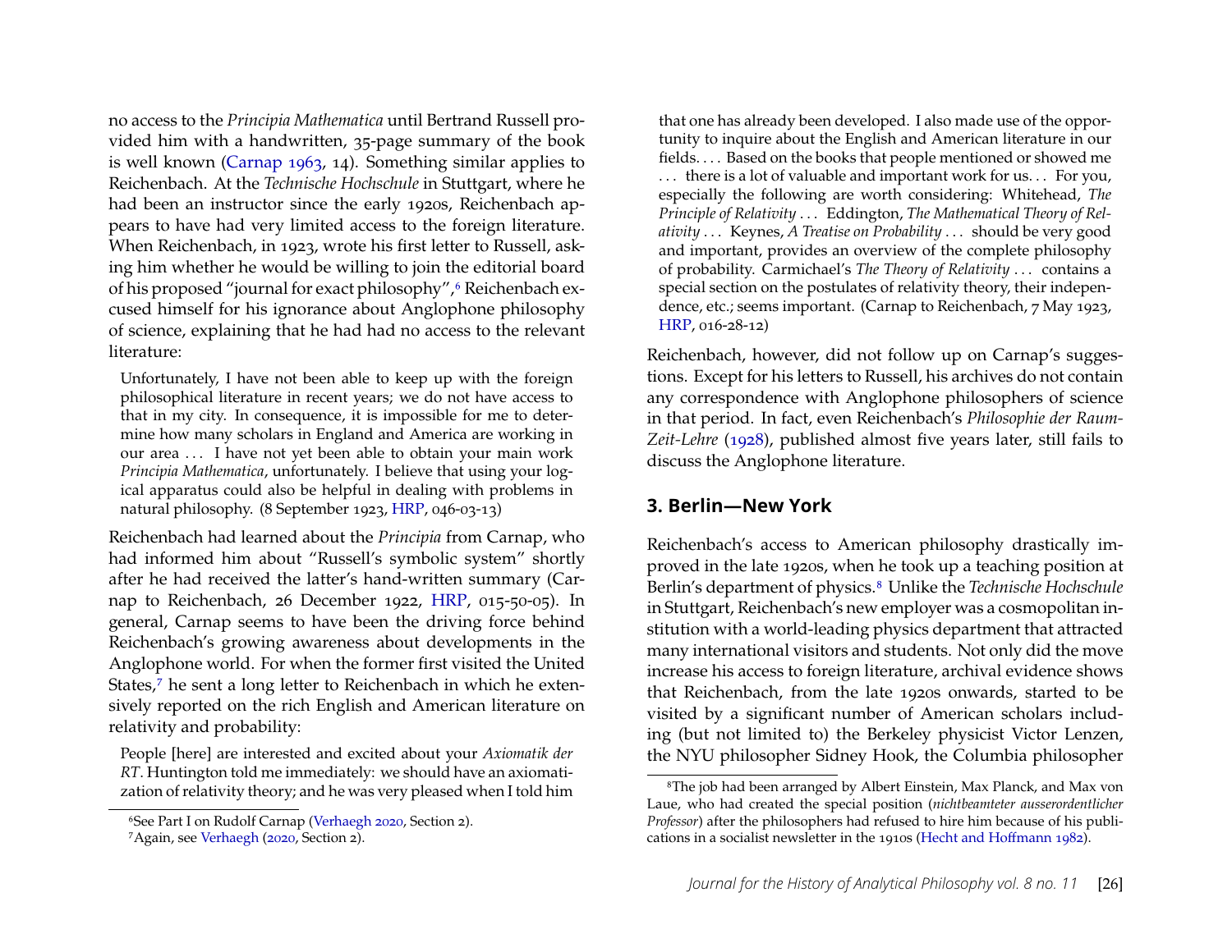no access to the *Principia Mathematica* until Bertrand Russell provided him with a handwritten, 35-page summary of the book is well known (Carnap 1963, 14). Something similar applies to Reichenbach. At the *Technische Hochschule* in Stuttgart, where he had been an instructor since the early 1920s, Reichenbach appears to have had very limited access to the foreign literature. When Reichenbach, in 1923, wrote his first letter to Russell, asking him whether he would be willing to join the editorial board of his proposed "journal for exact philosophy",[6] Reichenbach excused himself for his ignorance about Anglophone philosophy of science, explaining that he had had no access to the relevant literature:

> Unfortunately, I have not been able to keep up with the foreign philosophical literature in recent years; we do not have access to that in my city. In consequence, it is impossible for me to determine how many scholars in England and America are working in our area . . . I have not yet been able to obtain your main work *Principia Mathematica*, unfortunately. I believe that using your logical apparatus could also be helpful in dealing with problems in natural philosophy. (8 September 1923, HRP, 046-03-13)

Reichenbach had learned about the *Principia* from Carnap, who had informed him about "Russell's symbolic system" shortly after he had received the latter's hand-written summary (Carnap to Reichenbach, 26 December 1922, HRP, 015-50-05). In general, Carnap seems to have been the driving force behind Reichenbach's growing awareness about developments in the Anglophone world. For when the former first visited the United States,[7] he sent a long letter to Reichenbach in which he extensively reported on the rich English and American literature on relativity and probability:

> People [here] are interested and excited about your *Axiomatik der RT*. Huntington told me immediately: we should have an axiomatization of relativity theory; and he was very pleased when I told him that one has already been developed. I also made use of the opportunity to inquire about the English and American literature in our fields. . . . Based on the books that people mentioned or showed me . . . there is a lot of valuable and important work for us. . . For you, especially the following are worth considering: Whitehead, *The Principle of Relativity* . . . Eddington, *The Mathematical Theory of Relativity* . . . Keynes, *A Treatise on Probability* . . . should be very good and important, provides an overview of the complete philosophy of probability. Carmichael's *The Theory of Relativity* . . . contains a special section on the postulates of relativity theory, their independence, etc.; seems important. (Carnap to Reichenbach, 7 May 1923, HRP, 016-28-12)

Reichenbach, however, did not follow up on Carnap's suggestions. Except for his letters to Russell, his archives do not contain any correspondence with Anglophone philosophers of science in that period. In fact, even Reichenbach's *Philosophie der Raum-Zeit-Lehre* (1928), published almost five years later, still fails to discuss the Anglophone literature.

## 3. Berlin—New York

Reichenbach's access to American philosophy drastically improved in the late 1920s, when he took up a teaching position at Berlin's department of physics.[8] Unlike the *Technische Hochschule* in Stuttgart, Reichenbach's new employer was a cosmopolitan institution with a world-leading physics department that attracted many international visitors and students. Not only did the move increase his access to foreign literature, archival evidence shows that Reichenbach, from the late 1920s onwards, started to be visited by a significant number of American scholars including (but not limited to) the Berkeley physicist Victor Lenzen, the NYU philosopher Sidney Hook, the Columbia philosopher

[6] See Part I on Rudolf Carnap (Verhaegh 2020, Section 2).

[7] Again, see Verhaegh (2020, Section 2).

[8] The job had been arranged by Albert Einstein, Max Planck, and Max von Laue, who had created the special position (*nichtbeamteter ausserordentlicher Professor*) after the philosophers had refused to hire him because of his publications in a socialist newsletter in the 1910s (Hecht and Hoffmann 1982).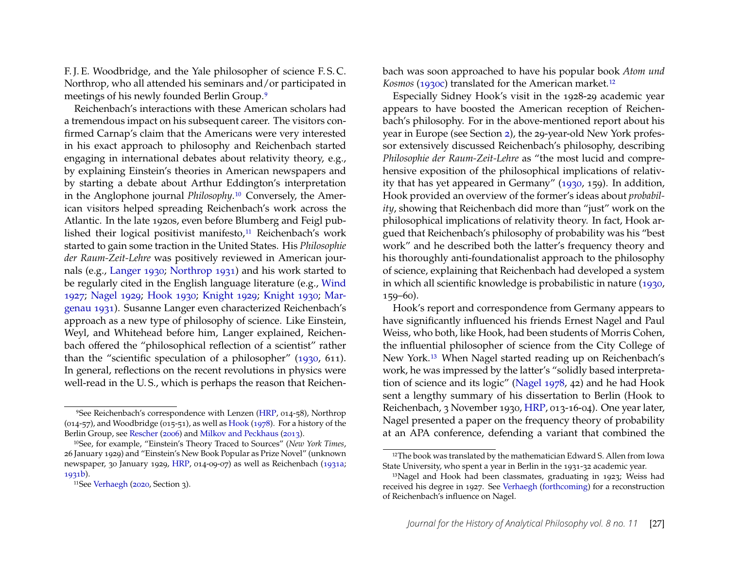F. J. E. Woodbridge, and the Yale philosopher of science F. S. C. Northrop, who all attended his seminars and/or participated in meetings of his newly founded Berlin Group.[9]

Reichenbach's interactions with these American scholars had a tremendous impact on his subsequent career. The visitors confirmed Carnap's claim that the Americans were very interested in his exact approach to philosophy and Reichenbach started engaging in international debates about relativity theory, e.g., by explaining Einstein's theories in American newspapers and by starting a debate about Arthur Eddington's interpretation in the Anglophone journal *Philosophy*.[10] Conversely, the American visitors helped spreading Reichenbach's work across the Atlantic. In the late 1920s, even before Blumberg and Feigl published their logical positivist manifesto,[11] Reichenbach's work started to gain some traction in the United States. His *Philosophie der Raum-Zeit-Lehre* was positively reviewed in American journals (e.g., Langer 1930; Northrop 1931) and his work started to be regularly cited in the English language literature (e.g., Wind 1927; Nagel 1929; Hook 1930; Knight 1929; Knight 1930; Margenau 1931). Susanne Langer even characterized Reichenbach's approach as a new type of philosophy of science. Like Einstein, Weyl, and Whitehead before him, Langer explained, Reichenbach offered the "philosophical reflection of a scientist" rather than the "scientific speculation of a philosopher" (1930, 611). In general, reflections on the recent revolutions in physics were well-read in the U. S., which is perhaps the reason that Reichenbach was soon approached to have his popular book *Atom und Kosmos* (1930c) translated for the American market.[12]

Especially Sidney Hook's visit in the 1928-29 academic year appears to have boosted the American reception of Reichenbach's philosophy. For in the above-mentioned report about his year in Europe (see Section 2), the 29-year-old New York professor extensively discussed Reichenbach's philosophy, describing *Philosophie der Raum-Zeit-Lehre* as "the most lucid and comprehensive exposition of the philosophical implications of relativity that has yet appeared in Germany" (1930, 159). In addition, Hook provided an overview of the former's ideas about *probability*, showing that Reichenbach did more than "just" work on the philosophical implications of relativity theory. In fact, Hook argued that Reichenbach's philosophy of probability was his "best work" and he described both the latter's frequency theory and his thoroughly anti-foundationalist approach to the philosophy of science, explaining that Reichenbach had developed a system in which all scientific knowledge is probabilistic in nature (1930, 159–60).

Hook's report and correspondence from Germany appears to have significantly influenced his friends Ernest Nagel and Paul Weiss, who both, like Hook, had been students of Morris Cohen, the influential philosopher of science from the City College of New York.[13] When Nagel started reading up on Reichenbach's work, he was impressed by the latter's "solidly based interpretation of science and its logic" (Nagel 1978, 42) and he had Hook sent a lengthy summary of his dissertation to Berlin (Hook to Reichenbach, 3 November 1930, HRP, 013-16-04). One year later, Nagel presented a paper on the frequency theory of probability at an APA conference, defending a variant that combined the

---

[9] See Reichenbach's correspondence with Lenzen (HRP, 014-58), Northrop (014-57), and Woodbridge (015-51), as well as Hook (1978). For a history of the Berlin Group, see Rescher (2006) and Milkov and Peckhaus (2013).

[10] See, for example, "Einstein's Theory Traced to Sources" (*New York Times*, 26 January 1929) and "Einstein's New Book Popular as Prize Novel" (unknown newspaper, 30 January 1929, HRP, 014-09-07) as well as Reichenbach (1931a; 1931b).

[11] See Verhaegh (2020, Section 3).

[12] The book was translated by the mathematician Edward S. Allen from Iowa State University, who spent a year in Berlin in the 1931-32 academic year.

[13] Nagel and Hook had been classmates, graduating in 1923; Weiss had received his degree in 1927. See Verhaegh (forthcoming) for a reconstruction of Reichenbach's influence on Nagel.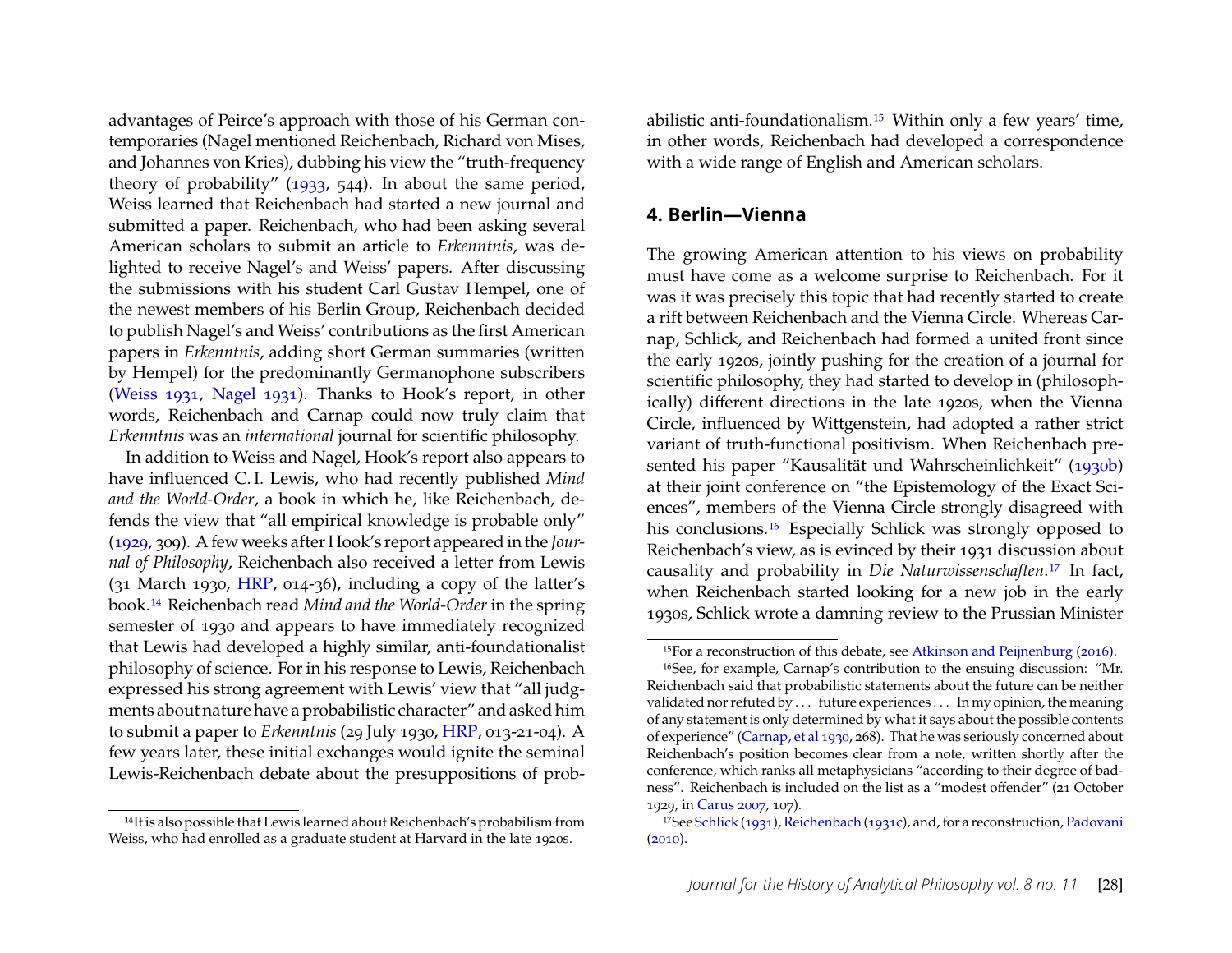advantages of Peirce's approach with those of his German contemporaries (Nagel mentioned Reichenbach, Richard von Mises, and Johannes von Kries), dubbing his view the "truth-frequency theory of probability" (1933, 544). In about the same period, Weiss learned that Reichenbach had started a new journal and submitted a paper. Reichenbach, who had been asking several American scholars to submit an article to *Erkenntnis*, was delighted to receive Nagel's and Weiss' papers. After discussing the submissions with his student Carl Gustav Hempel, one of the newest members of his Berlin Group, Reichenbach decided to publish Nagel's and Weiss' contributions as the first American papers in *Erkenntnis*, adding short German summaries (written by Hempel) for the predominantly Germanophone subscribers (Weiss 1931, Nagel 1931). Thanks to Hook's report, in other words, Reichenbach and Carnap could now truly claim that *Erkenntnis* was an *international* journal for scientific philosophy.

In addition to Weiss and Nagel, Hook's report also appears to have influenced C. I. Lewis, who had recently published *Mind and the World-Order*, a book in which he, like Reichenbach, defends the view that "all empirical knowledge is probable only" (1929, 309). A few weeks after Hook's report appeared in the *Journal of Philosophy*, Reichenbach also received a letter from Lewis (31 March 1930, HRP, 014-36), including a copy of the latter's book.[14] Reichenbach read *Mind and the World-Order* in the spring semester of 1930 and appears to have immediately recognized that Lewis had developed a highly similar, anti-foundationalist philosophy of science. For in his response to Lewis, Reichenbach expressed his strong agreement with Lewis' view that "all judgments about nature have a probabilistic character" and asked him to submit a paper to *Erkenntnis* (29 July 1930, HRP, 013-21-04). A few years later, these initial exchanges would ignite the seminal Lewis-Reichenbach debate about the presuppositions of probabilistic anti-foundationalism.[15] Within only a few years' time, in other words, Reichenbach had developed a correspondence with a wide range of English and American scholars.

## 4. Berlin—Vienna

The growing American attention to his views on probability must have come as a welcome surprise to Reichenbach. For it was it was precisely this topic that had recently started to create a rift between Reichenbach and the Vienna Circle. Whereas Carnap, Schlick, and Reichenbach had formed a united front since the early 1920s, jointly pushing for the creation of a journal for scientific philosophy, they had started to develop in (philosophically) different directions in the late 1920s, when the Vienna Circle, influenced by Wittgenstein, had adopted a rather strict variant of truth-functional positivism. When Reichenbach presented his paper "Kausalität und Wahrscheinlichkeit" (1930b) at their joint conference on "the Epistemology of the Exact Sciences", members of the Vienna Circle strongly disagreed with his conclusions.[16] Especially Schlick was strongly opposed to Reichenbach's view, as is evinced by their 1931 discussion about causality and probability in *Die Naturwissenschaften*.[17] In fact, when Reichenbach started looking for a new job in the early 1930s, Schlick wrote a damning review to the Prussian Minister

[14] It is also possible that Lewis learned about Reichenbach's probabilism from Weiss, who had enrolled as a graduate student at Harvard in the late 1920s.

[15] For a reconstruction of this debate, see Atkinson and Peijnenburg (2016).

[16] See, for example, Carnap's contribution to the ensuing discussion: "Mr. Reichenbach said that probabilistic statements about the future can be neither validated nor refuted by . . . future experiences . . . In my opinion, the meaning of any statement is only determined by what it says about the possible contents of experience" (Carnap, et al 1930, 268). That he was seriously concerned about Reichenbach's position becomes clear from a note, written shortly after the conference, which ranks all metaphysicians "according to their degree of badness". Reichenbach is included on the list as a "modest offender" (21 October 1929, in Carus 2007, 107).

[17] See Schlick (1931), Reichenbach (1931c), and, for a reconstruction, Padovani (2010).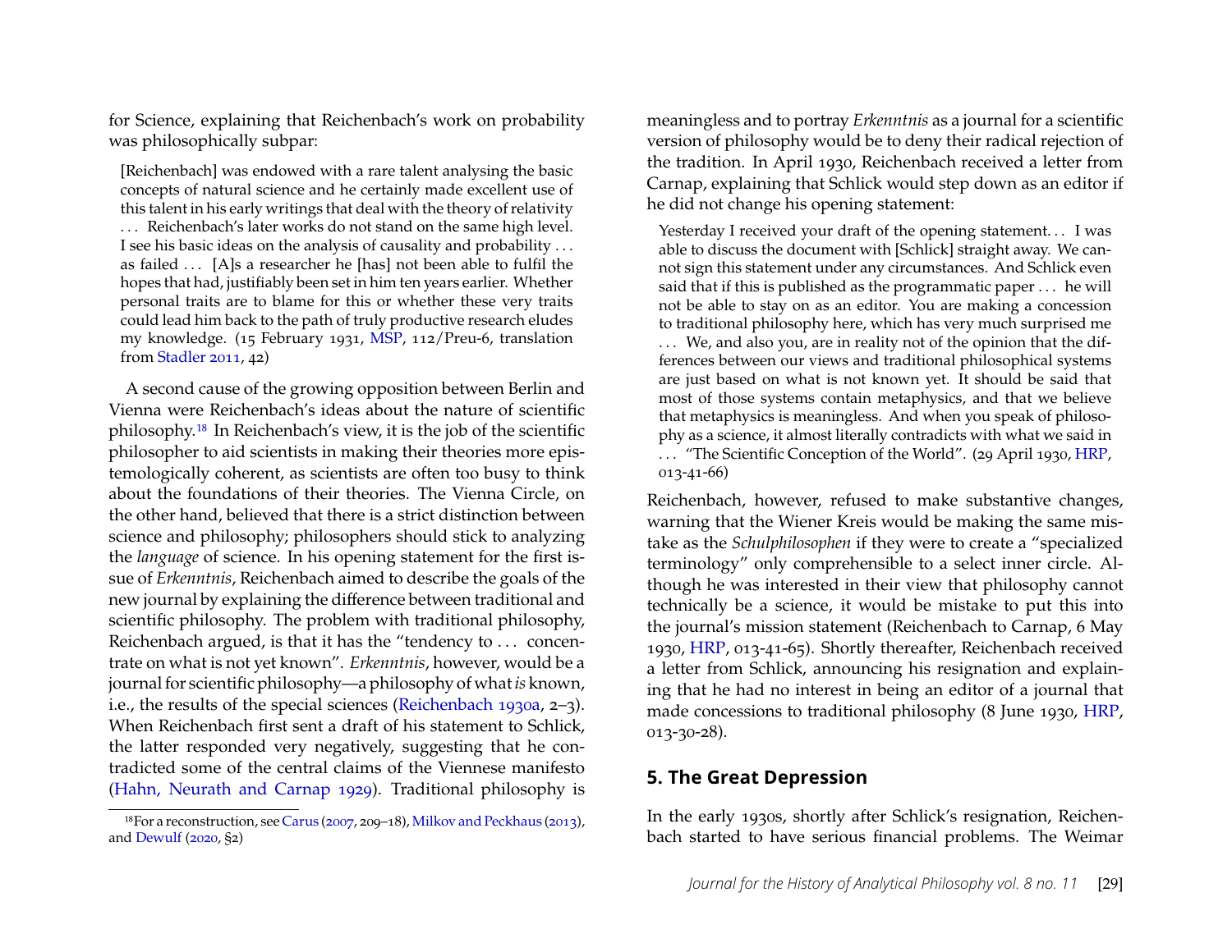for Science, explaining that Reichenbach's work on probability was philosophically subpar:

> [Reichenbach] was endowed with a rare talent analysing the basic concepts of natural science and he certainly made excellent use of this talent in his early writings that deal with the theory of relativity . . . Reichenbach's later works do not stand on the same high level. I see his basic ideas on the analysis of causality and probability . . . as failed . . . [A]s a researcher he [has] not been able to fulfil the hopes that had, justifiably been set in him ten years earlier. Whether personal traits are to blame for this or whether these very traits could lead him back to the path of truly productive research eludes my knowledge. (15 February 1931, MSP, 112/Preu-6, translation from Stadler 2011, 42)

A second cause of the growing opposition between Berlin and Vienna were Reichenbach's ideas about the nature of scientific philosophy.[18] In Reichenbach's view, it is the job of the scientific philosopher to aid scientists in making their theories more epistemologically coherent, as scientists are often too busy to think about the foundations of their theories. The Vienna Circle, on the other hand, believed that there is a strict distinction between science and philosophy; philosophers should stick to analyzing the *language* of science. In his opening statement for the first issue of *Erkenntnis*, Reichenbach aimed to describe the goals of the new journal by explaining the difference between traditional and scientific philosophy. The problem with traditional philosophy, Reichenbach argued, is that it has the "tendency to . . . concentrate on what is not yet known". *Erkenntnis*, however, would be a journal for scientific philosophy—a philosophy of what *is* known, i.e., the results of the special sciences (Reichenbach 1930a, 2–3). When Reichenbach first sent a draft of his statement to Schlick, the latter responded very negatively, suggesting that he contradicted some of the central claims of the Viennese manifesto (Hahn, Neurath and Carnap 1929). Traditional philosophy is meaningless and to portray *Erkenntnis* as a journal for a scientific version of philosophy would be to deny their radical rejection of the tradition. In April 1930, Reichenbach received a letter from Carnap, explaining that Schlick would step down as an editor if he did not change his opening statement:

> Yesterday I received your draft of the opening statement. . . I was able to discuss the document with [Schlick] straight away. We cannot sign this statement under any circumstances. And Schlick even said that if this is published as the programmatic paper . . . he will not be able to stay on as an editor. You are making a concession to traditional philosophy here, which has very much surprised me . . . We, and also you, are in reality not of the opinion that the differences between our views and traditional philosophical systems are just based on what is not known yet. It should be said that most of those systems contain metaphysics, and that we believe that metaphysics is meaningless. And when you speak of philosophy as a science, it almost literally contradicts with what we said in . . . "The Scientific Conception of the World". (29 April 1930, HRP, 013-41-66)

Reichenbach, however, refused to make substantive changes, warning that the Wiener Kreis would be making the same mistake as the *Schulphilosophen* if they were to create a "specialized terminology" only comprehensible to a select inner circle. Although he was interested in their view that philosophy cannot technically be a science, it would be mistake to put this into the journal's mission statement (Reichenbach to Carnap, 6 May 1930, HRP, 013-41-65). Shortly thereafter, Reichenbach received a letter from Schlick, announcing his resignation and explaining that he had no interest in being an editor of a journal that made concessions to traditional philosophy (8 June 1930, HRP, 013-30-28).

## 5. The Great Depression

In the early 1930s, shortly after Schlick's resignation, Reichenbach started to have serious financial problems. The Weimar

[18] For a reconstruction, see Carus (2007, 209–18), Milkov and Peckhaus (2013), and Dewulf (2020, §2)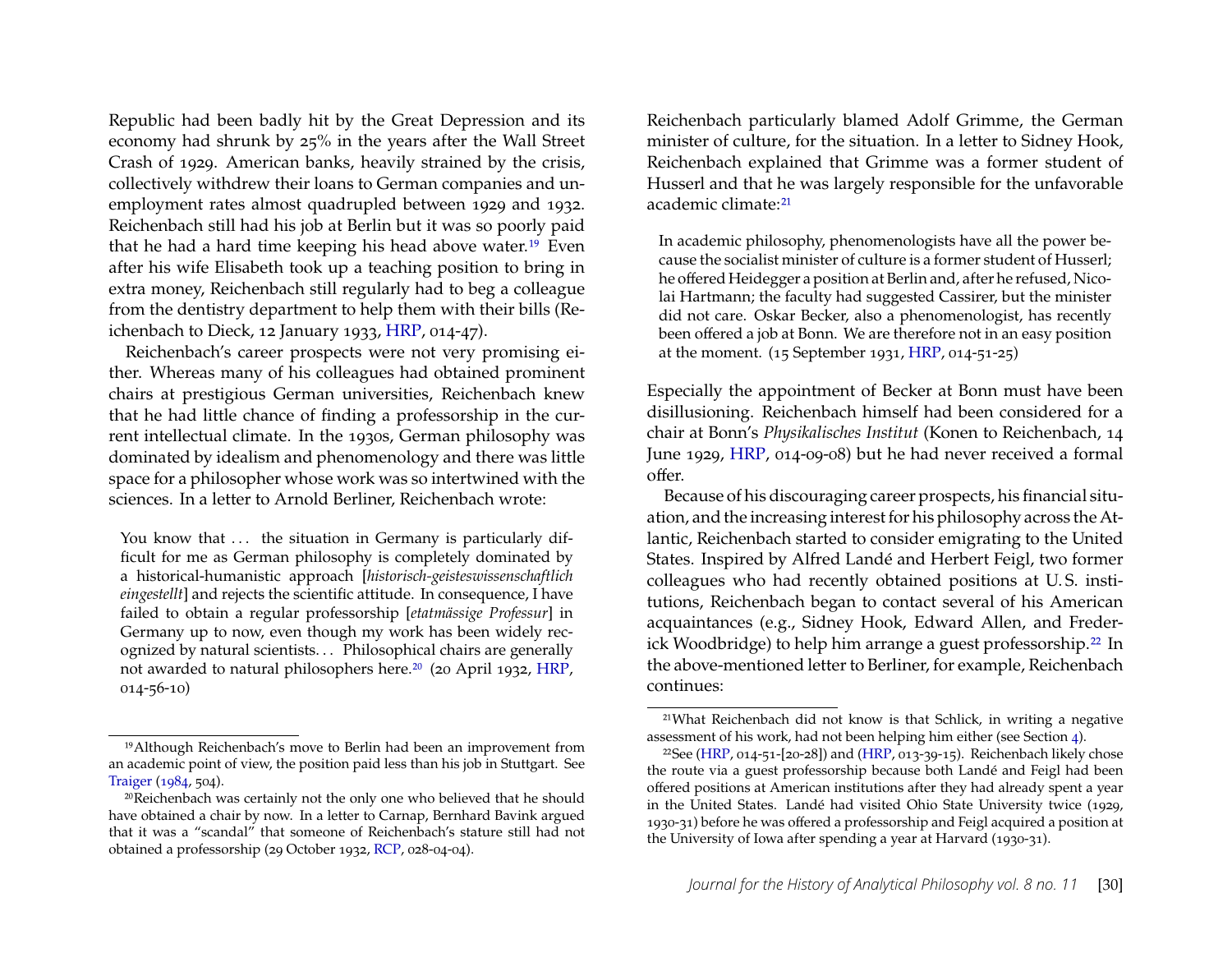Republic had been badly hit by the Great Depression and its economy had shrunk by 25% in the years after the Wall Street Crash of 1929. American banks, heavily strained by the crisis, collectively withdrew their loans to German companies and unemployment rates almost quadrupled between 1929 and 1932. Reichenbach still had his job at Berlin but it was so poorly paid that he had a hard time keeping his head above water.[19] Even after his wife Elisabeth took up a teaching position to bring in extra money, Reichenbach still regularly had to beg a colleague from the dentistry department to help them with their bills (Reichenbach to Dieck, 12 January 1933, HRP, 014-47).

Reichenbach's career prospects were not very promising either. Whereas many of his colleagues had obtained prominent chairs at prestigious German universities, Reichenbach knew that he had little chance of finding a professorship in the current intellectual climate. In the 1930s, German philosophy was dominated by idealism and phenomenology and there was little space for a philosopher whose work was so intertwined with the sciences. In a letter to Arnold Berliner, Reichenbach wrote:

> You know that ... the situation in Germany is particularly difficult for me as German philosophy is completely dominated by a historical-humanistic approach [*historisch-geisteswissenschaftlich eingestellt*] and rejects the scientific attitude. In consequence, I have failed to obtain a regular professorship [*etatmässige Professur*] in Germany up to now, even though my work has been widely recognized by natural scientists. . . Philosophical chairs are generally not awarded to natural philosophers here.[20] (20 April 1932, HRP, 014-56-10)

Reichenbach particularly blamed Adolf Grimme, the German minister of culture, for the situation. In a letter to Sidney Hook, Reichenbach explained that Grimme was a former student of Husserl and that he was largely responsible for the unfavorable academic climate:[21]

> In academic philosophy, phenomenologists have all the power because the socialist minister of culture is a former student of Husserl; he offered Heidegger a position at Berlin and, after he refused, Nicolai Hartmann; the faculty had suggested Cassirer, but the minister did not care. Oskar Becker, also a phenomenologist, has recently been offered a job at Bonn. We are therefore not in an easy position at the moment. (15 September 1931, HRP, 014-51-25)

Especially the appointment of Becker at Bonn must have been disillusioning. Reichenbach himself had been considered for a chair at Bonn's *Physikalisches Institut* (Konen to Reichenbach, 14 June 1929, HRP, 014-09-08) but he had never received a formal offer.

Because of his discouraging career prospects, his financial situation, and the increasing interest for his philosophy across the Atlantic, Reichenbach started to consider emigrating to the United States. Inspired by Alfred Landé and Herbert Feigl, two former colleagues who had recently obtained positions at U. S. institutions, Reichenbach began to contact several of his American acquaintances (e.g., Sidney Hook, Edward Allen, and Frederick Woodbridge) to help him arrange a guest professorship.[22] In the above-mentioned letter to Berliner, for example, Reichenbach continues:

---

[19] Although Reichenbach's move to Berlin had been an improvement from an academic point of view, the position paid less than his job in Stuttgart. See Traiger (1984, 504).

[20] Reichenbach was certainly not the only one who believed that he should have obtained a chair by now. In a letter to Carnap, Bernhard Bavink argued that it was a "scandal" that someone of Reichenbach's stature still had not obtained a professorship (29 October 1932, RCP, 028-04-04).

[21] What Reichenbach did not know is that Schlick, in writing a negative assessment of his work, had not been helping him either (see Section 4).

[22] See (HRP, 014-51-[20-28]) and (HRP, 013-39-15). Reichenbach likely chose the route via a guest professorship because both Landé and Feigl had been offered positions at American institutions after they had already spent a year in the United States. Landé had visited Ohio State University twice (1929, 1930-31) before he was offered a professorship and Feigl acquired a position at the University of Iowa after spending a year at Harvard (1930-31).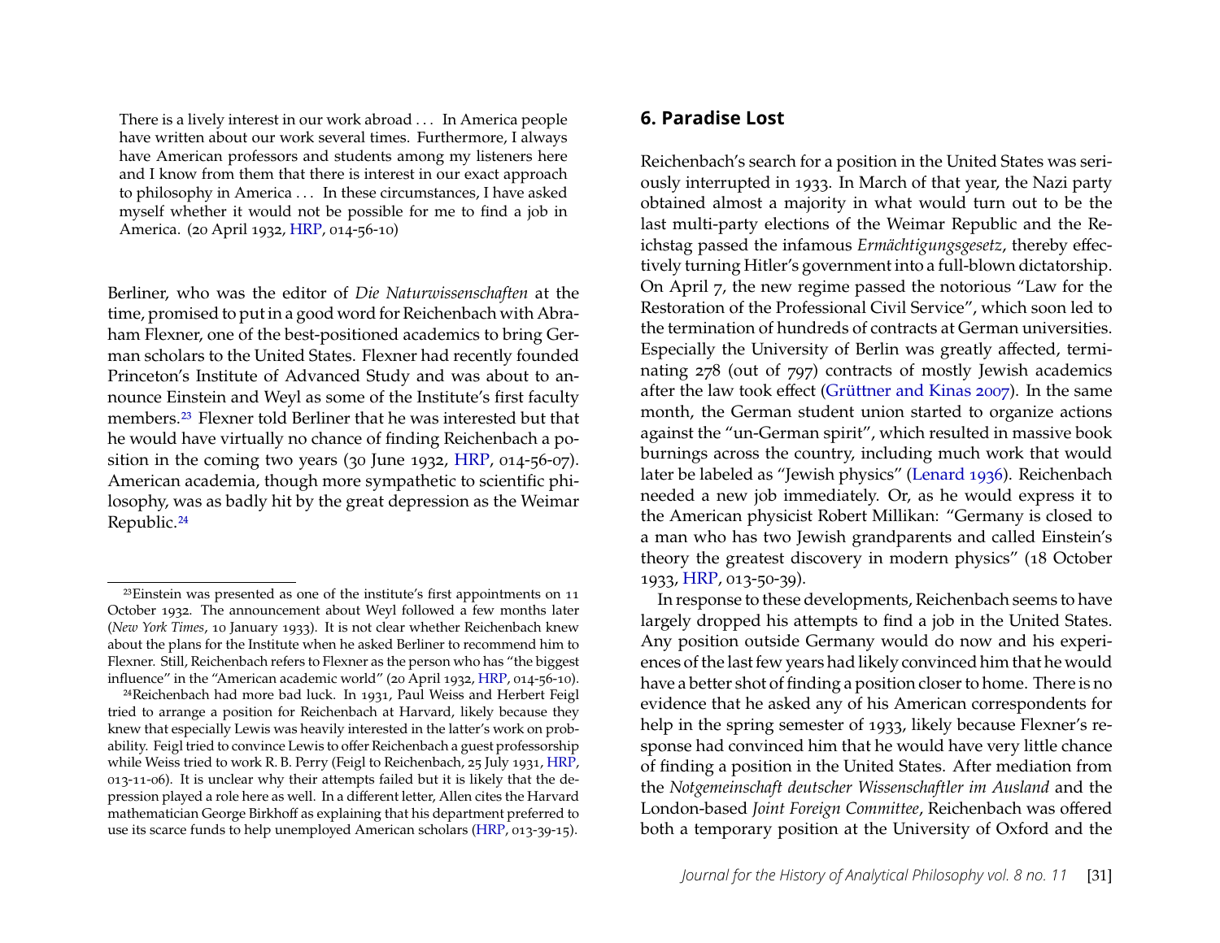> There is a lively interest in our work abroad . . . In America people have written about our work several times. Furthermore, I always have American professors and students among my listeners here and I know from them that there is interest in our exact approach to philosophy in America . . . In these circumstances, I have asked myself whether it would not be possible for me to find a job in America. (20 April 1932, HRP, 014-56-10)

Berliner, who was the editor of *Die Naturwissenschaften* at the time, promised to put in a good word for Reichenbach with Abraham Flexner, one of the best-positioned academics to bring German scholars to the United States. Flexner had recently founded Princeton's Institute of Advanced Study and was about to announce Einstein and Weyl as some of the Institute's first faculty members.[23] Flexner told Berliner that he was interested but that he would have virtually no chance of finding Reichenbach a position in the coming two years (30 June 1932, HRP, 014-56-07). American academia, though more sympathetic to scientific philosophy, was as badly hit by the great depression as the Weimar Republic.[24]

[23] Einstein was presented as one of the institute's first appointments on 11 October 1932. The announcement about Weyl followed a few months later (*New York Times*, 10 January 1933). It is not clear whether Reichenbach knew about the plans for the Institute when he asked Berliner to recommend him to Flexner. Still, Reichenbach refers to Flexner as the person who has "the biggest influence" in the "American academic world" (20 April 1932, HRP, 014-56-10).

[24] Reichenbach had more bad luck. In 1931, Paul Weiss and Herbert Feigl tried to arrange a position for Reichenbach at Harvard, likely because they knew that especially Lewis was heavily interested in the latter's work on probability. Feigl tried to convince Lewis to offer Reichenbach a guest professorship while Weiss tried to work R. B. Perry (Feigl to Reichenbach, 25 July 1931, HRP, 013-11-06). It is unclear why their attempts failed but it is likely that the depression played a role here as well. In a different letter, Allen cites the Harvard mathematician George Birkhoff as explaining that his department preferred to use its scarce funds to help unemployed American scholars (HRP, 013-39-15).

## 6. Paradise Lost

Reichenbach's search for a position in the United States was seriously interrupted in 1933. In March of that year, the Nazi party obtained almost a majority in what would turn out to be the last multi-party elections of the Weimar Republic and the Reichstag passed the infamous *Ermächtigungsgesetz*, thereby effectively turning Hitler's government into a full-blown dictatorship. On April 7, the new regime passed the notorious "Law for the Restoration of the Professional Civil Service", which soon led to the termination of hundreds of contracts at German universities. Especially the University of Berlin was greatly affected, terminating 278 (out of 797) contracts of mostly Jewish academics after the law took effect (Grüttner and Kinas 2007). In the same month, the German student union started to organize actions against the "un-German spirit", which resulted in massive book burnings across the country, including much work that would later be labeled as "Jewish physics" (Lenard 1936). Reichenbach needed a new job immediately. Or, as he would express it to the American physicist Robert Millikan: "Germany is closed to a man who has two Jewish grandparents and called Einstein's theory the greatest discovery in modern physics" (18 October 1933, HRP, 013-50-39).

In response to these developments, Reichenbach seems to have largely dropped his attempts to find a job in the United States. Any position outside Germany would do now and his experiences of the last few years had likely convinced him that he would have a better shot of finding a position closer to home. There is no evidence that he asked any of his American correspondents for help in the spring semester of 1933, likely because Flexner's response had convinced him that he would have very little chance of finding a position in the United States. After mediation from the *Notgemeinschaft deutscher Wissenschaftler im Ausland* and the London-based *Joint Foreign Committee*, Reichenbach was offered both a temporary position at the University of Oxford and the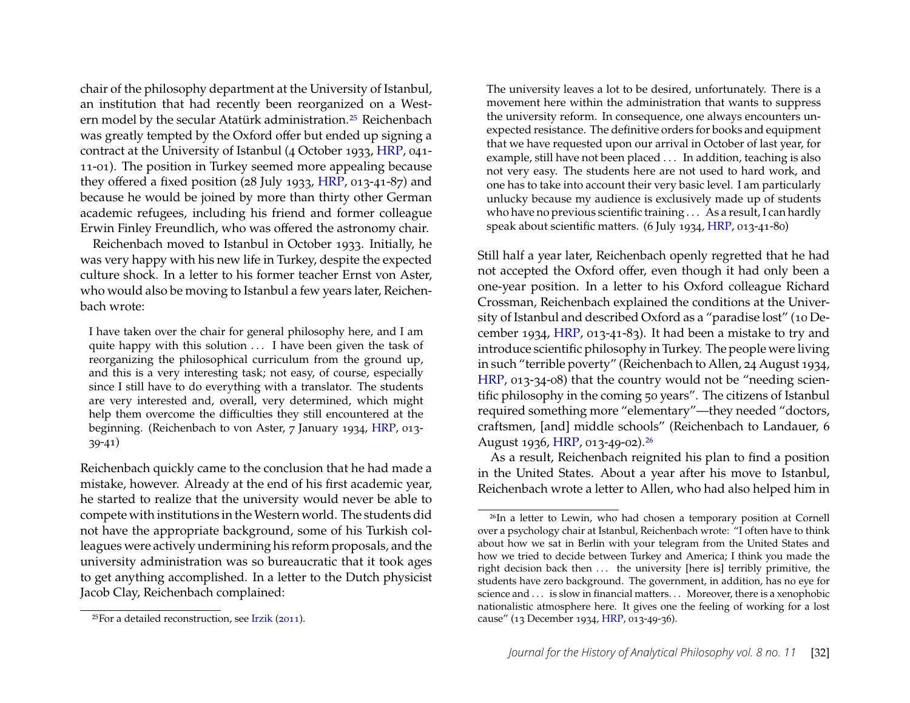chair of the philosophy department at the University of Istanbul, an institution that had recently been reorganized on a Western model by the secular Atatürk administration.[25] Reichenbach was greatly tempted by the Oxford offer but ended up signing a contract at the University of Istanbul (4 October 1933, HRP, 041-11-01). The position in Turkey seemed more appealing because they offered a fixed position (28 July 1933, HRP, 013-41-87) and because he would be joined by more than thirty other German academic refugees, including his friend and former colleague Erwin Finley Freundlich, who was offered the astronomy chair.

Reichenbach moved to Istanbul in October 1933. Initially, he was very happy with his new life in Turkey, despite the expected culture shock. In a letter to his former teacher Ernst von Aster, who would also be moving to Istanbul a few years later, Reichenbach wrote:

> I have taken over the chair for general philosophy here, and I am quite happy with this solution . . . I have been given the task of reorganizing the philosophical curriculum from the ground up, and this is a very interesting task; not easy, of course, especially since I still have to do everything with a translator. The students are very interested and, overall, very determined, which might help them overcome the difficulties they still encountered at the beginning. (Reichenbach to von Aster, 7 January 1934, HRP, 013-39-41)

Reichenbach quickly came to the conclusion that he had made a mistake, however. Already at the end of his first academic year, he started to realize that the university would never be able to compete with institutions in the Western world. The students did not have the appropriate background, some of his Turkish colleagues were actively undermining his reform proposals, and the university administration was so bureaucratic that it took ages to get anything accomplished. In a letter to the Dutch physicist Jacob Clay, Reichenbach complained:

> The university leaves a lot to be desired, unfortunately. There is a movement here within the administration that wants to suppress the university reform. In consequence, one always encounters unexpected resistance. The definitive orders for books and equipment that we have requested upon our arrival in October of last year, for example, still have not been placed . . . In addition, teaching is also not very easy. The students here are not used to hard work, and one has to take into account their very basic level. I am particularly unlucky because my audience is exclusively made up of students who have no previous scientific training . . . As a result, I can hardly speak about scientific matters. (6 July 1934, HRP, 013-41-80)

Still half a year later, Reichenbach openly regretted that he had not accepted the Oxford offer, even though it had only been a one-year position. In a letter to his Oxford colleague Richard Crossman, Reichenbach explained the conditions at the University of Istanbul and described Oxford as a "paradise lost" (10 December 1934, HRP, 013-41-83). It had been a mistake to try and introduce scientific philosophy in Turkey. The people were living in such "terrible poverty" (Reichenbach to Allen, 24 August 1934, HRP, 013-34-08) that the country would not be "needing scientific philosophy in the coming 50 years". The citizens of Istanbul required something more "elementary"—they needed "doctors, craftsmen, [and] middle schools" (Reichenbach to Landauer, 6 August 1936, HRP, 013-49-02).[26]

As a result, Reichenbach reignited his plan to find a position in the United States. About a year after his move to Istanbul, Reichenbach wrote a letter to Allen, who had also helped him in

---

[25] For a detailed reconstruction, see Irzik (2011).

[26] In a letter to Lewin, who had chosen a temporary position at Cornell over a psychology chair at Istanbul, Reichenbach wrote: "I often have to think about how we sat in Berlin with your telegram from the United States and how we tried to decide between Turkey and America; I think you made the right decision back then . . . the university [here is] terribly primitive, the students have zero background. The government, in addition, has no eye for science and . . . is slow in financial matters. . . Moreover, there is a xenophobic nationalistic atmosphere here. It gives one the feeling of working for a lost cause" (13 December 1934, HRP, 013-49-36).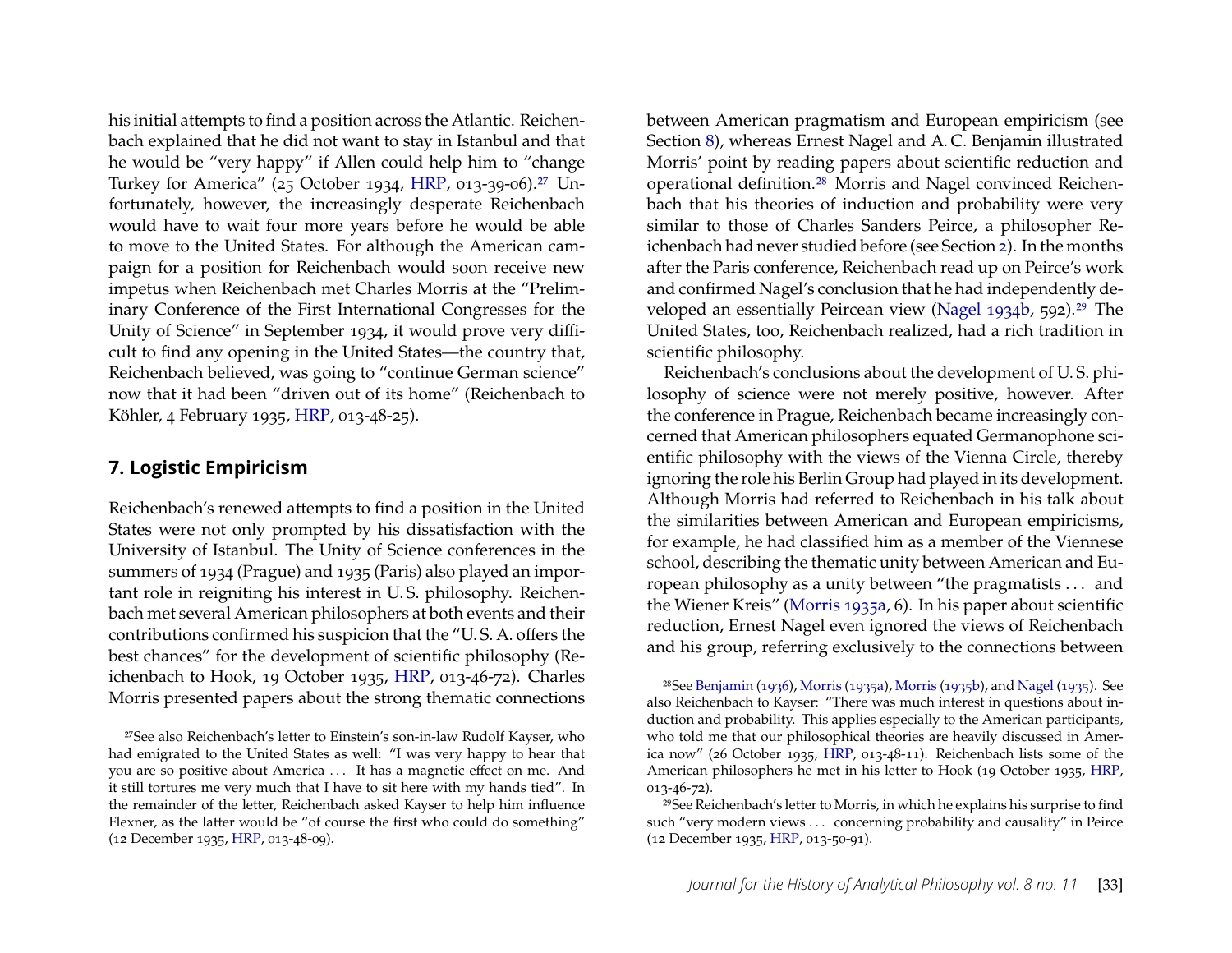his initial attempts to find a position across the Atlantic. Reichenbach explained that he did not want to stay in Istanbul and that he would be "very happy" if Allen could help him to "change Turkey for America" (25 October 1934, HRP, 013-39-06).[27] Unfortunately, however, the increasingly desperate Reichenbach would have to wait four more years before he would be able to move to the United States. For although the American campaign for a position for Reichenbach would soon receive new impetus when Reichenbach met Charles Morris at the "Preliminary Conference of the First International Congresses for the Unity of Science" in September 1934, it would prove very difficult to find any opening in the United States—the country that, Reichenbach believed, was going to "continue German science" now that it had been "driven out of its home" (Reichenbach to Köhler, 4 February 1935, HRP, 013-48-25).

## 7. Logistic Empiricism

Reichenbach's renewed attempts to find a position in the United States were not only prompted by his dissatisfaction with the University of Istanbul. The Unity of Science conferences in the summers of 1934 (Prague) and 1935 (Paris) also played an important role in reigniting his interest in U. S. philosophy. Reichenbach met several American philosophers at both events and their contributions confirmed his suspicion that the "U. S. A. offers the best chances" for the development of scientific philosophy (Reichenbach to Hook, 19 October 1935, HRP, 013-46-72). Charles Morris presented papers about the strong thematic connections between American pragmatism and European empiricism (see Section 8), whereas Ernest Nagel and A. C. Benjamin illustrated Morris' point by reading papers about scientific reduction and operational definition.[28] Morris and Nagel convinced Reichenbach that his theories of induction and probability were very similar to those of Charles Sanders Peirce, a philosopher Reichenbach had never studied before (see Section 2). In the months after the Paris conference, Reichenbach read up on Peirce's work and confirmed Nagel's conclusion that he had independently developed an essentially Peircean view (Nagel 1934b, 592).[29] The United States, too, Reichenbach realized, had a rich tradition in scientific philosophy.

Reichenbach's conclusions about the development of U. S. philosophy of science were not merely positive, however. After the conference in Prague, Reichenbach became increasingly concerned that American philosophers equated Germanophone scientific philosophy with the views of the Vienna Circle, thereby ignoring the role his Berlin Group had played in its development. Although Morris had referred to Reichenbach in his talk about the similarities between American and European empiricisms, for example, he had classified him as a member of the Viennese school, describing the thematic unity between American and European philosophy as a unity between "the pragmatists ... and the Wiener Kreis" (Morris 1935a, 6). In his paper about scientific reduction, Ernest Nagel even ignored the views of Reichenbach and his group, referring exclusively to the connections between

---

[27] See also Reichenbach's letter to Einstein's son-in-law Rudolf Kayser, who had emigrated to the United States as well: "I was very happy to hear that you are so positive about America ... It has a magnetic effect on me. And it still tortures me very much that I have to sit here with my hands tied". In the remainder of the letter, Reichenbach asked Kayser to help him influence Flexner, as the latter would be "of course the first who could do something" (12 December 1935, HRP, 013-48-09).

[28] See Benjamin (1936), Morris (1935a), Morris (1935b), and Nagel (1935). See also Reichenbach to Kayser: "There was much interest in questions about induction and probability. This applies especially to the American participants, who told me that our philosophical theories are heavily discussed in America now" (26 October 1935, HRP, 013-48-11). Reichenbach lists some of the American philosophers he met in his letter to Hook (19 October 1935, HRP, 013-46-72).

[29] See Reichenbach's letter to Morris, in which he explains his surprise to find such "very modern views ... concerning probability and causality" in Peirce (12 December 1935, HRP, 013-50-91).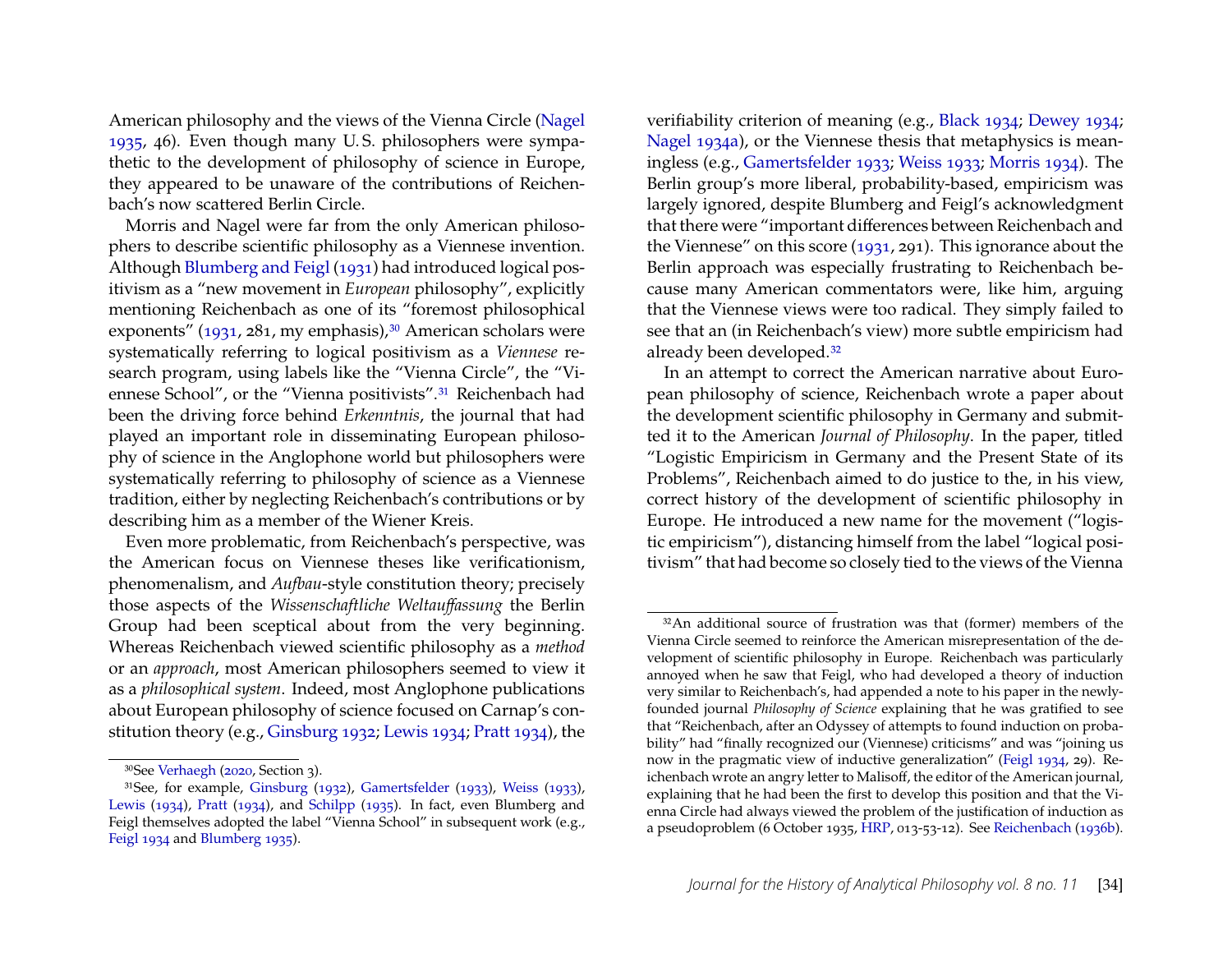American philosophy and the views of the Vienna Circle (Nagel 1935, 46). Even though many U. S. philosophers were sympathetic to the development of philosophy of science in Europe, they appeared to be unaware of the contributions of Reichenbach's now scattered Berlin Circle.

Morris and Nagel were far from the only American philosophers to describe scientific philosophy as a Viennese invention. Although Blumberg and Feigl (1931) had introduced logical positivism as a "new movement in *European* philosophy", explicitly mentioning Reichenbach as one of its "foremost philosophical exponents" (1931, 281, my emphasis),[30] American scholars were systematically referring to logical positivism as a *Viennese* research program, using labels like the "Vienna Circle", the "Viennese School", or the "Vienna positivists".[31] Reichenbach had been the driving force behind *Erkenntnis*, the journal that had played an important role in disseminating European philosophy of science in the Anglophone world but philosophers were systematically referring to philosophy of science as a Viennese tradition, either by neglecting Reichenbach's contributions or by describing him as a member of the Wiener Kreis.

Even more problematic, from Reichenbach's perspective, was the American focus on Viennese theses like verificationism, phenomenalism, and *Aufbau*-style constitution theory; precisely those aspects of the *Wissenschaftliche Weltauffassung* the Berlin Group had been sceptical about from the very beginning. Whereas Reichenbach viewed scientific philosophy as a *method* or an *approach*, most American philosophers seemed to view it as a *philosophical system*. Indeed, most Anglophone publications about European philosophy of science focused on Carnap's constitution theory (e.g., Ginsburg 1932; Lewis 1934; Pratt 1934), the verifiability criterion of meaning (e.g., Black 1934; Dewey 1934; Nagel 1934a), or the Viennese thesis that metaphysics is meaningless (e.g., Gamertsfelder 1933; Weiss 1933; Morris 1934). The Berlin group's more liberal, probability-based, empiricism was largely ignored, despite Blumberg and Feigl's acknowledgment that there were "important differences between Reichenbach and the Viennese" on this score (1931, 291). This ignorance about the Berlin approach was especially frustrating to Reichenbach because many American commentators were, like him, arguing that the Viennese views were too radical. They simply failed to see that an (in Reichenbach's view) more subtle empiricism had already been developed.[32]

In an attempt to correct the American narrative about European philosophy of science, Reichenbach wrote a paper about the development scientific philosophy in Germany and submitted it to the American *Journal of Philosophy*. In the paper, titled "Logistic Empiricism in Germany and the Present State of its Problems", Reichenbach aimed to do justice to the, in his view, correct history of the development of scientific philosophy in Europe. He introduced a new name for the movement ("logistic empiricism"), distancing himself from the label "logical positivism" that had become so closely tied to the views of the Vienna

---

[30] See Verhaegh (2020, Section 3).

[31] See, for example, Ginsburg (1932), Gamertsfelder (1933), Weiss (1933), Lewis (1934), Pratt (1934), and Schilpp (1935). In fact, even Blumberg and Feigl themselves adopted the label "Vienna School" in subsequent work (e.g., Feigl 1934 and Blumberg 1935).

[32] An additional source of frustration was that (former) members of the Vienna Circle seemed to reinforce the American misrepresentation of the development of scientific philosophy in Europe. Reichenbach was particularly annoyed when he saw that Feigl, who had developed a theory of induction very similar to Reichenbach's, had appended a note to his paper in the newly-founded journal *Philosophy of Science* explaining that he was gratified to see that "Reichenbach, after an Odyssey of attempts to found induction on probability" had "finally recognized our (Viennese) criticisms" and was "joining us now in the pragmatic view of inductive generalization" (Feigl 1934, 29). Reichenbach wrote an angry letter to Malisoff, the editor of the American journal, explaining that he had been the first to develop this position and that the Vienna Circle had always viewed the problem of the justification of induction as a pseudoproblem (6 October 1935, HRP, 013-53-12). See Reichenbach (1936b).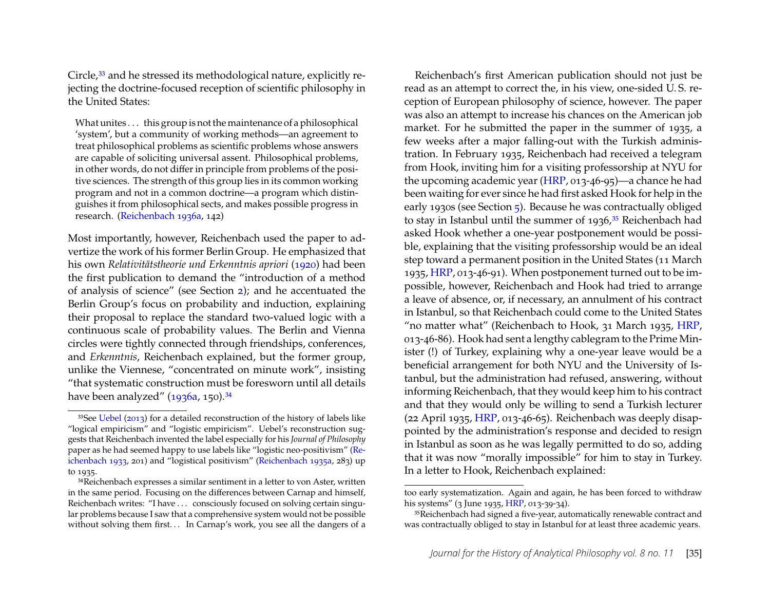Circle,[33] and he stressed its methodological nature, explicitly rejecting the doctrine-focused reception of scientific philosophy in the United States:

> What unites . . . this group is not the maintenance of a philosophical 'system', but a community of working methods—an agreement to treat philosophical problems as scientific problems whose answers are capable of soliciting universal assent. Philosophical problems, in other words, do not differ in principle from problems of the positive sciences. The strength of this group lies in its common working program and not in a common doctrine—a program which distinguishes it from philosophical sects, and makes possible progress in research. (Reichenbach 1936a, 142)

Most importantly, however, Reichenbach used the paper to advertize the work of his former Berlin Group. He emphasized that his own *Relativitätstheorie und Erkenntnis apriori* (1920) had been the first publication to demand the "introduction of a method of analysis of science" (see Section 2); and he accentuated the Berlin Group's focus on probability and induction, explaining their proposal to replace the standard two-valued logic with a continuous scale of probability values. The Berlin and Vienna circles were tightly connected through friendships, conferences, and *Erkenntnis*, Reichenbach explained, but the former group, unlike the Viennese, "concentrated on minute work", insisting "that systematic construction must be foresworn until all details have been analyzed" (1936a, 150).[34]

Reichenbach's first American publication should not just be read as an attempt to correct the, in his view, one-sided U. S. reception of European philosophy of science, however. The paper was also an attempt to increase his chances on the American job market. For he submitted the paper in the summer of 1935, a few weeks after a major falling-out with the Turkish administration. In February 1935, Reichenbach had received a telegram from Hook, inviting him for a visiting professorship at NYU for the upcoming academic year (HRP, 013-46-95)—a chance he had been waiting for ever since he had first asked Hook for help in the early 1930s (see Section 5). Because he was contractually obliged to stay in Istanbul until the summer of 1936,[35] Reichenbach had asked Hook whether a one-year postponement would be possible, explaining that the visiting professorship would be an ideal step toward a permanent position in the United States (11 March 1935, HRP, 013-46-91). When postponement turned out to be impossible, however, Reichenbach and Hook had tried to arrange a leave of absence, or, if necessary, an annulment of his contract in Istanbul, so that Reichenbach could come to the United States "no matter what" (Reichenbach to Hook, 31 March 1935, HRP, 013-46-86). Hook had sent a lengthy cablegram to the Prime Minister (!) of Turkey, explaining why a one-year leave would be a beneficial arrangement for both NYU and the University of Istanbul, but the administration had refused, answering, without informing Reichenbach, that they would keep him to his contract and that they would only be willing to send a Turkish lecturer (22 April 1935, HRP, 013-46-65). Reichenbach was deeply disappointed by the administration's response and decided to resign in Istanbul as soon as he was legally permitted to do so, adding that it was now "morally impossible" for him to stay in Turkey. In a letter to Hook, Reichenbach explained:

---

[33] See Uebel (2013) for a detailed reconstruction of the history of labels like "logical empiricism" and "logistic empiricism". Uebel's reconstruction suggests that Reichenbach invented the label especially for his *Journal of Philosophy* paper as he had seemed happy to use labels like "logistic neo-positivism" (Reichenbach 1933, 201) and "logistical positivism" (Reichenbach 1935a, 283) up to 1935.

[34] Reichenbach expresses a similar sentiment in a letter to von Aster, written in the same period. Focusing on the differences between Carnap and himself, Reichenbach writes: "I have . . . consciously focused on solving certain singular problems because I saw that a comprehensive system would not be possible without solving them first. . . In Carnap's work, you see all the dangers of a too early systematization. Again and again, he has been forced to withdraw his systems" (3 June 1935, HRP, 013-39-34).

[35] Reichenbach had signed a five-year, automatically renewable contract and was contractually obliged to stay in Istanbul for at least three academic years.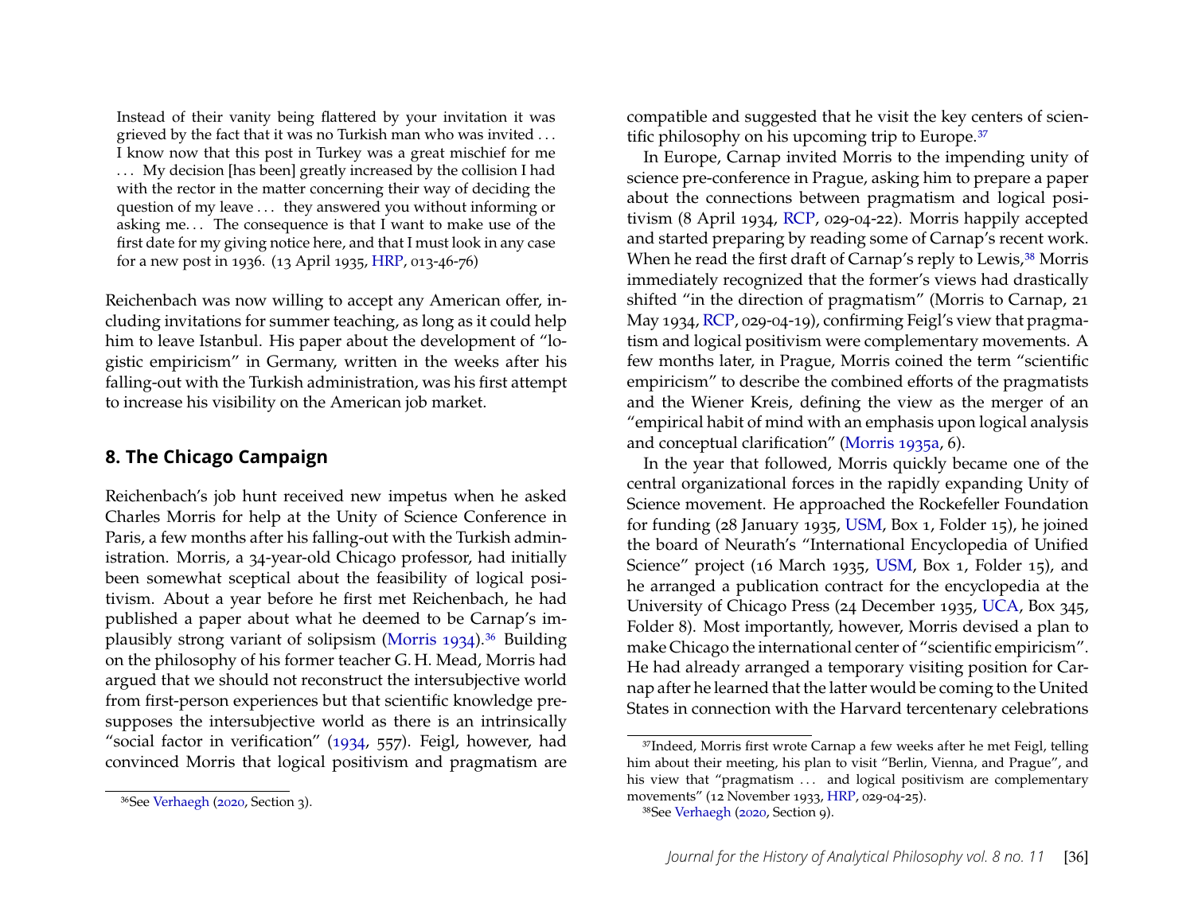> Instead of their vanity being flattered by your invitation it was grieved by the fact that it was no Turkish man who was invited . . . I know now that this post in Turkey was a great mischief for me . . . My decision [has been] greatly increased by the collision I had with the rector in the matter concerning their way of deciding the question of my leave . . . they answered you without informing or asking me. . . The consequence is that I want to make use of the first date for my giving notice here, and that I must look in any case for a new post in 1936. (13 April 1935, HRP, 013-46-76)

Reichenbach was now willing to accept any American offer, including invitations for summer teaching, as long as it could help him to leave Istanbul. His paper about the development of "logistic empiricism" in Germany, written in the weeks after his falling-out with the Turkish administration, was his first attempt to increase his visibility on the American job market.

## 8. The Chicago Campaign

Reichenbach's job hunt received new impetus when he asked Charles Morris for help at the Unity of Science Conference in Paris, a few months after his falling-out with the Turkish administration. Morris, a 34-year-old Chicago professor, had initially been somewhat sceptical about the feasibility of logical positivism. About a year before he first met Reichenbach, he had published a paper about what he deemed to be Carnap's implausibly strong variant of solipsism (Morris 1934).[36] Building on the philosophy of his former teacher G. H. Mead, Morris had argued that we should not reconstruct the intersubjective world from first-person experiences but that scientific knowledge presupposes the intersubjective world as there is an intrinsically "social factor in verification" (1934, 557). Feigl, however, had convinced Morris that logical positivism and pragmatism are compatible and suggested that he visit the key centers of scientific philosophy on his upcoming trip to Europe.[37]

In Europe, Carnap invited Morris to the impending unity of science pre-conference in Prague, asking him to prepare a paper about the connections between pragmatism and logical positivism (8 April 1934, RCP, 029-04-22). Morris happily accepted and started preparing by reading some of Carnap's recent work. When he read the first draft of Carnap's reply to Lewis,[38] Morris immediately recognized that the former's views had drastically shifted "in the direction of pragmatism" (Morris to Carnap, 21 May 1934, RCP, 029-04-19), confirming Feigl's view that pragmatism and logical positivism were complementary movements. A few months later, in Prague, Morris coined the term "scientific empiricism" to describe the combined efforts of the pragmatists and the Wiener Kreis, defining the view as the merger of an "empirical habit of mind with an emphasis upon logical analysis and conceptual clarification" (Morris 1935a, 6).

In the year that followed, Morris quickly became one of the central organizational forces in the rapidly expanding Unity of Science movement. He approached the Rockefeller Foundation for funding (28 January 1935, USM, Box 1, Folder 15), he joined the board of Neurath's "International Encyclopedia of Unified Science" project (16 March 1935, USM, Box 1, Folder 15), and he arranged a publication contract for the encyclopedia at the University of Chicago Press (24 December 1935, UCA, Box 345, Folder 8). Most importantly, however, Morris devised a plan to make Chicago the international center of "scientific empiricism". He had already arranged a temporary visiting position for Carnap after he learned that the latter would be coming to the United States in connection with the Harvard tercentenary celebrations

[36] See Verhaegh (2020, Section 3).

[37] Indeed, Morris first wrote Carnap a few weeks after he met Feigl, telling him about their meeting, his plan to visit "Berlin, Vienna, and Prague", and his view that "pragmatism . . . and logical positivism are complementary movements" (12 November 1933, HRP, 029-04-25).

[38] See Verhaegh (2020, Section 9).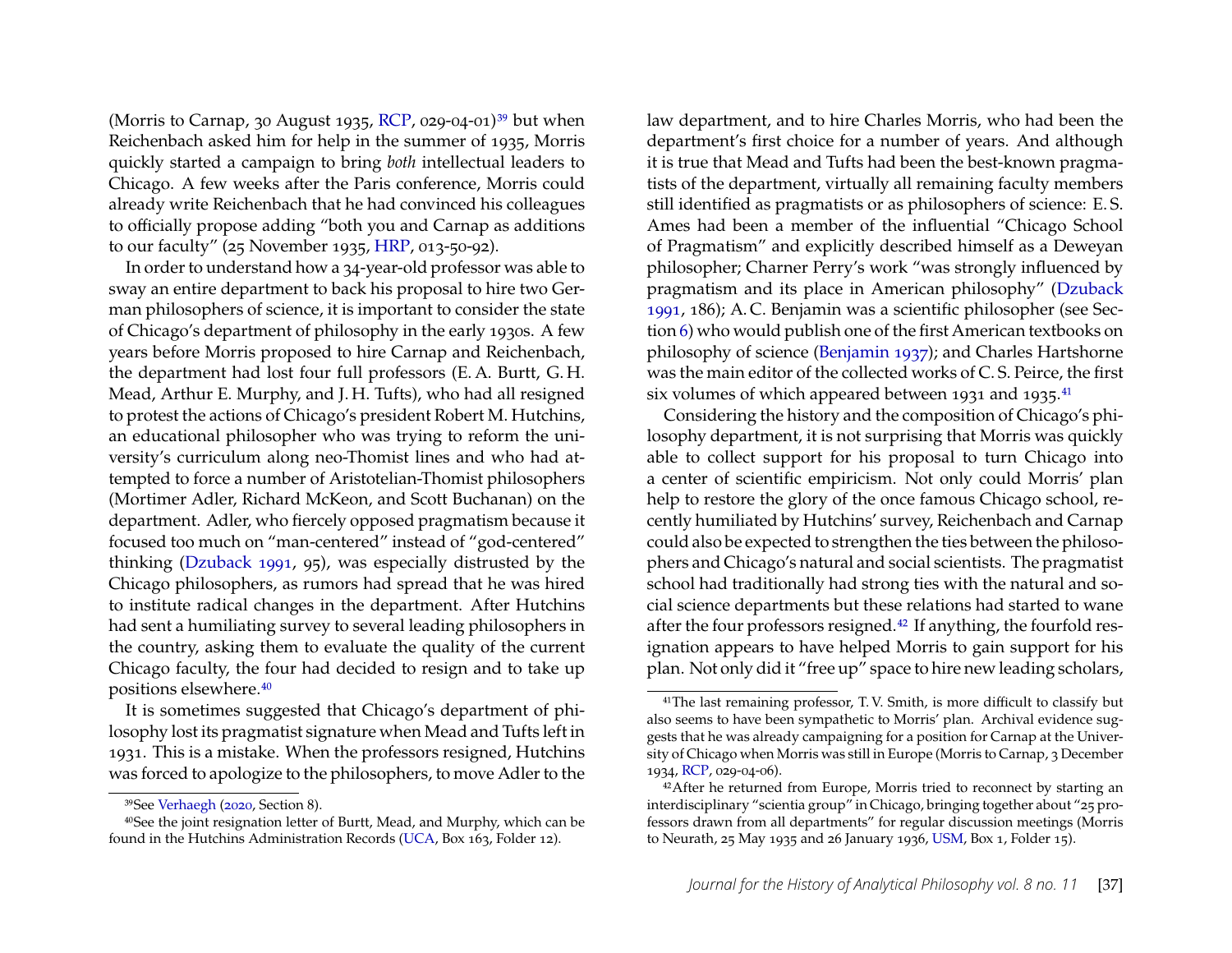(Morris to Carnap, 30 August 1935, RCP, 029-04-01)[39] but when Reichenbach asked him for help in the summer of 1935, Morris quickly started a campaign to bring *both* intellectual leaders to Chicago. A few weeks after the Paris conference, Morris could already write Reichenbach that he had convinced his colleagues to officially propose adding "both you and Carnap as additions to our faculty" (25 November 1935, HRP, 013-50-92).

In order to understand how a 34-year-old professor was able to sway an entire department to back his proposal to hire two German philosophers of science, it is important to consider the state of Chicago's department of philosophy in the early 1930s. A few years before Morris proposed to hire Carnap and Reichenbach, the department had lost four full professors (E. A. Burtt, G. H. Mead, Arthur E. Murphy, and J. H. Tufts), who had all resigned to protest the actions of Chicago's president Robert M. Hutchins, an educational philosopher who was trying to reform the university's curriculum along neo-Thomist lines and who had attempted to force a number of Aristotelian-Thomist philosophers (Mortimer Adler, Richard McKeon, and Scott Buchanan) on the department. Adler, who fiercely opposed pragmatism because it focused too much on "man-centered" instead of "god-centered" thinking (Dzuback 1991, 95), was especially distrusted by the Chicago philosophers, as rumors had spread that he was hired to institute radical changes in the department. After Hutchins had sent a humiliating survey to several leading philosophers in the country, asking them to evaluate the quality of the current Chicago faculty, the four had decided to resign and to take up positions elsewhere.[40]

It is sometimes suggested that Chicago's department of philosophy lost its pragmatist signature when Mead and Tufts left in 1931. This is a mistake. When the professors resigned, Hutchins was forced to apologize to the philosophers, to move Adler to the law department, and to hire Charles Morris, who had been the department's first choice for a number of years. And although it is true that Mead and Tufts had been the best-known pragmatists of the department, virtually all remaining faculty members still identified as pragmatists or as philosophers of science: E. S. Ames had been a member of the influential "Chicago School of Pragmatism" and explicitly described himself as a Deweyan philosopher; Charner Perry's work "was strongly influenced by pragmatism and its place in American philosophy" (Dzuback 1991, 186); A. C. Benjamin was a scientific philosopher (see Section 6) who would publish one of the first American textbooks on philosophy of science (Benjamin 1937); and Charles Hartshorne was the main editor of the collected works of C. S. Peirce, the first six volumes of which appeared between 1931 and 1935.[41]

Considering the history and the composition of Chicago's philosophy department, it is not surprising that Morris was quickly able to collect support for his proposal to turn Chicago into a center of scientific empiricism. Not only could Morris' plan help to restore the glory of the once famous Chicago school, recently humiliated by Hutchins' survey, Reichenbach and Carnap could also be expected to strengthen the ties between the philosophers and Chicago's natural and social scientists. The pragmatist school had traditionally had strong ties with the natural and social science departments but these relations had started to wane after the four professors resigned.[42] If anything, the fourfold resignation appears to have helped Morris to gain support for his plan. Not only did it "free up" space to hire new leading scholars,

---

[39] See Verhaegh (2020, Section 8).

[40] See the joint resignation letter of Burtt, Mead, and Murphy, which can be found in the Hutchins Administration Records (UCA, Box 163, Folder 12).

[41] The last remaining professor, T. V. Smith, is more difficult to classify but also seems to have been sympathetic to Morris' plan. Archival evidence suggests that he was already campaigning for a position for Carnap at the University of Chicago when Morris was still in Europe (Morris to Carnap, 3 December 1934, RCP, 029-04-06).

[42] After he returned from Europe, Morris tried to reconnect by starting an interdisciplinary "scientia group" in Chicago, bringing together about "25 professors drawn from all departments" for regular discussion meetings (Morris to Neurath, 25 May 1935 and 26 January 1936, USM, Box 1, Folder 15).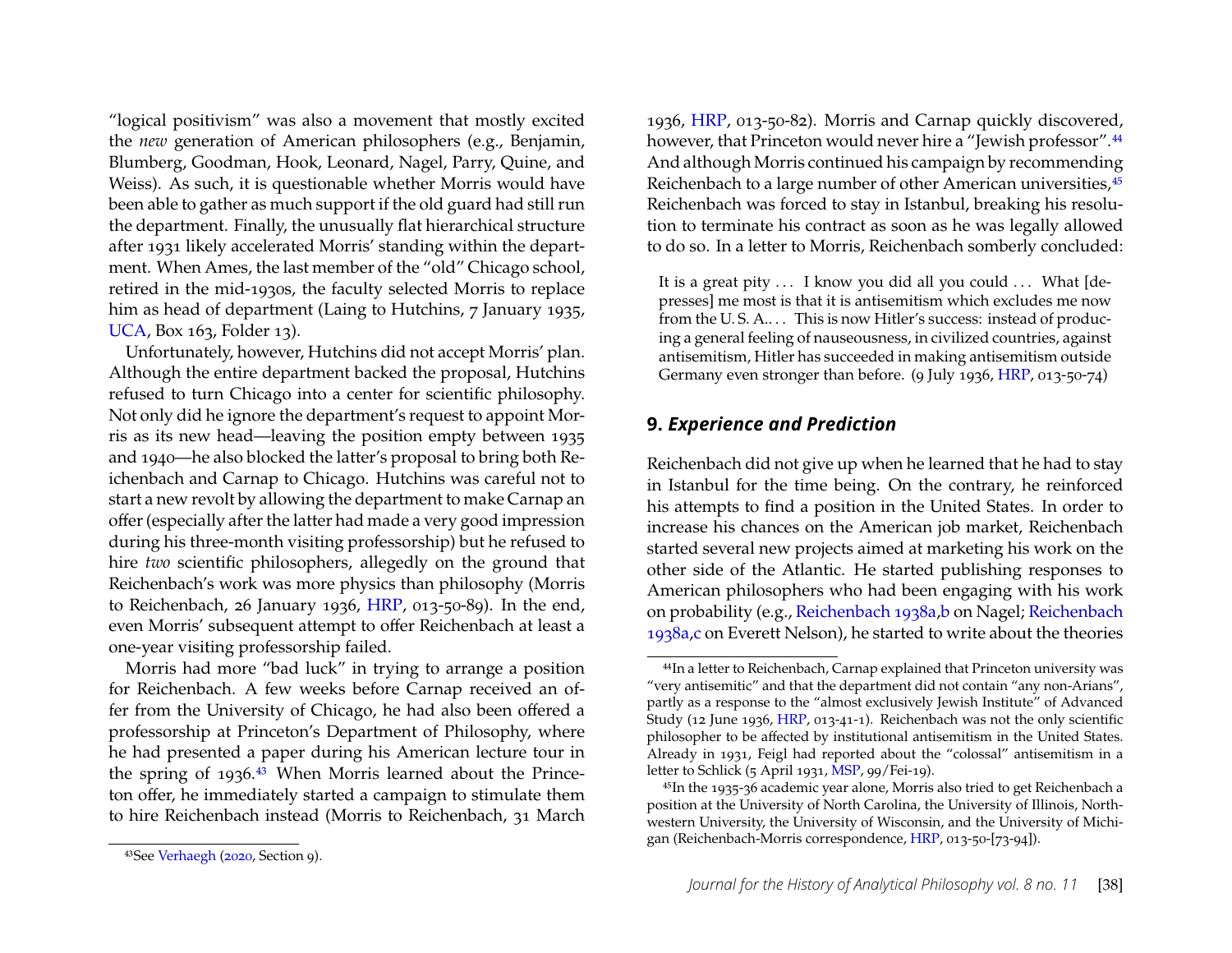"logical positivism" was also a movement that mostly excited the *new* generation of American philosophers (e.g., Benjamin, Blumberg, Goodman, Hook, Leonard, Nagel, Parry, Quine, and Weiss). As such, it is questionable whether Morris would have been able to gather as much support if the old guard had still run the department. Finally, the unusually flat hierarchical structure after 1931 likely accelerated Morris' standing within the department. When Ames, the last member of the "old" Chicago school, retired in the mid-1930s, the faculty selected Morris to replace him as head of department (Laing to Hutchins, 7 January 1935, UCA, Box 163, Folder 13).

Unfortunately, however, Hutchins did not accept Morris' plan. Although the entire department backed the proposal, Hutchins refused to turn Chicago into a center for scientific philosophy. Not only did he ignore the department's request to appoint Morris as its new head—leaving the position empty between 1935 and 1940—he also blocked the latter's proposal to bring both Reichenbach and Carnap to Chicago. Hutchins was careful not to start a new revolt by allowing the department to make Carnap an offer (especially after the latter had made a very good impression during his three-month visiting professorship) but he refused to hire *two* scientific philosophers, allegedly on the ground that Reichenbach's work was more physics than philosophy (Morris to Reichenbach, 26 January 1936, HRP, 013-50-89). In the end, even Morris' subsequent attempt to offer Reichenbach at least a one-year visiting professorship failed.

Morris had more "bad luck" in trying to arrange a position for Reichenbach. A few weeks before Carnap received an offer from the University of Chicago, he had also been offered a professorship at Princeton's Department of Philosophy, where he had presented a paper during his American lecture tour in the spring of 1936.[43] When Morris learned about the Princeton offer, he immediately started a campaign to stimulate them to hire Reichenbach instead (Morris to Reichenbach, 31 March 1936, HRP, 013-50-82). Morris and Carnap quickly discovered, however, that Princeton would never hire a "Jewish professor".[44] And although Morris continued his campaign by recommending Reichenbach to a large number of other American universities,[45] Reichenbach was forced to stay in Istanbul, breaking his resolution to terminate his contract as soon as he was legally allowed to do so. In a letter to Morris, Reichenbach somberly concluded:

> It is a great pity . . . I know you did all you could . . . What [depresses] me most is that it is antisemitism which excludes me now from the U. S. A.. . . This is now Hitler's success: instead of producing a general feeling of nauseousness, in civilized countries, against antisemitism, Hitler has succeeded in making antisemitism outside Germany even stronger than before. (9 July 1936, HRP, 013-50-74)

## 9. *Experience and Prediction*

Reichenbach did not give up when he learned that he had to stay in Istanbul for the time being. On the contrary, he reinforced his attempts to find a position in the United States. In order to increase his chances on the American job market, Reichenbach started several new projects aimed at marketing his work on the other side of the Atlantic. He started publishing responses to American philosophers who had been engaging with his work on probability (e.g., Reichenbach 1938a,b on Nagel; Reichenbach 1938a,c on Everett Nelson), he started to write about the theories

---

[43] See Verhaegh (2020, Section 9).

[44] In a letter to Reichenbach, Carnap explained that Princeton university was "very antisemitic" and that the department did not contain "any non-Arians", partly as a response to the "almost exclusively Jewish Institute" of Advanced Study (12 June 1936, HRP, 013-41-1). Reichenbach was not the only scientific philosopher to be affected by institutional antisemitism in the United States. Already in 1931, Feigl had reported about the "colossal" antisemitism in a letter to Schlick (5 April 1931, MSP, 99/Fei-19).

[45] In the 1935-36 academic year alone, Morris also tried to get Reichenbach a position at the University of North Carolina, the University of Illinois, Northwestern University, the University of Wisconsin, and the University of Michigan (Reichenbach-Morris correspondence, HRP, 013-50-[73-94]).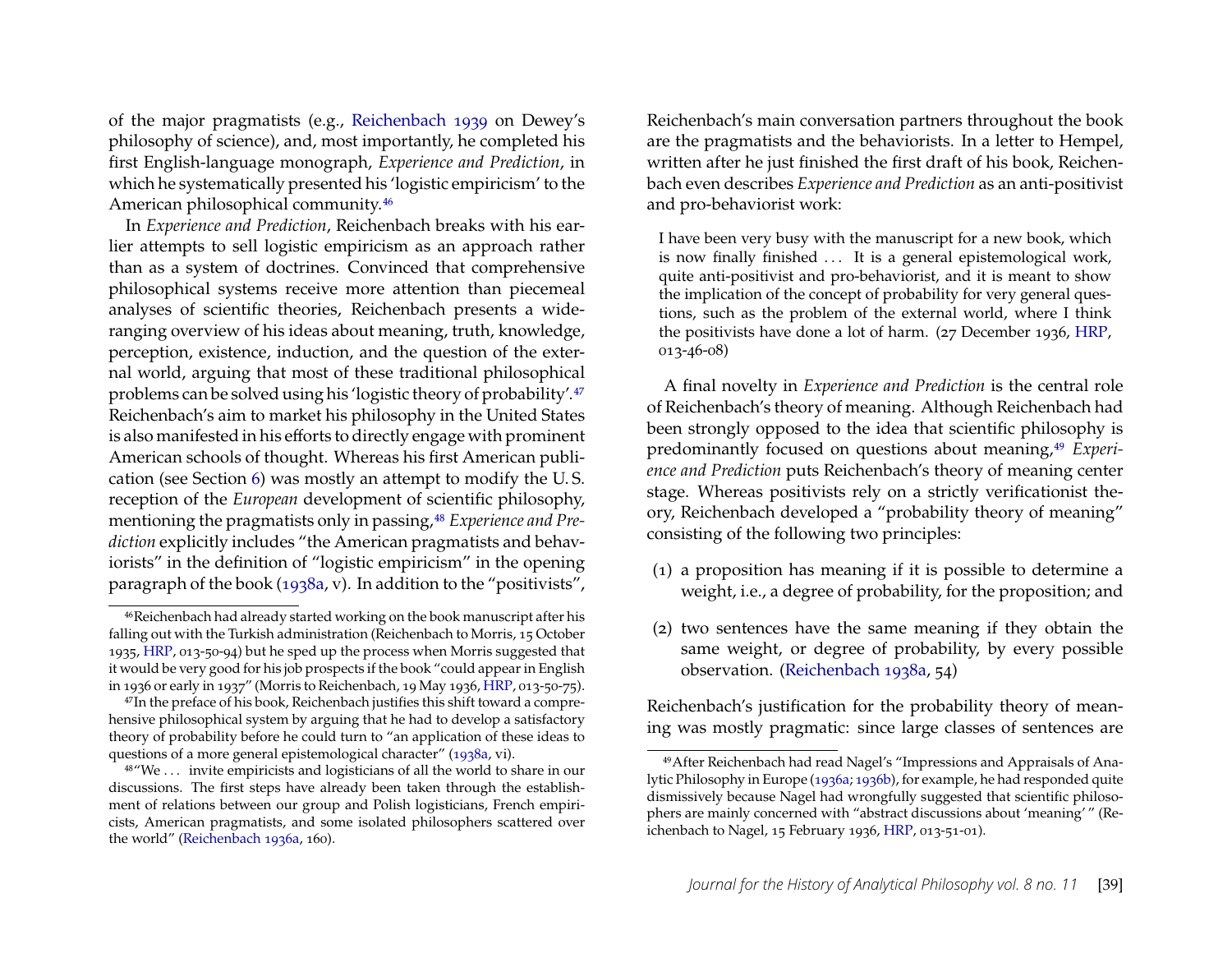of the major pragmatists (e.g., Reichenbach 1939 on Dewey's philosophy of science), and, most importantly, he completed his first English-language monograph, *Experience and Prediction*, in which he systematically presented his 'logistic empiricism' to the American philosophical community.[46]

In *Experience and Prediction*, Reichenbach breaks with his earlier attempts to sell logistic empiricism as an approach rather than as a system of doctrines. Convinced that comprehensive philosophical systems receive more attention than piecemeal analyses of scientific theories, Reichenbach presents a wide-ranging overview of his ideas about meaning, truth, knowledge, perception, existence, induction, and the question of the external world, arguing that most of these traditional philosophical problems can be solved using his 'logistic theory of probability'.[47] Reichenbach's aim to market his philosophy in the United States is also manifested in his efforts to directly engage with prominent American schools of thought. Whereas his first American publication (see Section 6) was mostly an attempt to modify the U. S. reception of the *European* development of scientific philosophy, mentioning the pragmatists only in passing,[48] *Experience and Prediction* explicitly includes "the American pragmatists and behaviorists" in the definition of "logistic empiricism" in the opening paragraph of the book (1938a, v). In addition to the "positivists", Reichenbach's main conversation partners throughout the book are the pragmatists and the behaviorists. In a letter to Hempel, written after he just finished the first draft of his book, Reichenbach even describes *Experience and Prediction* as an anti-positivist and pro-behaviorist work:

> I have been very busy with the manuscript for a new book, which is now finally finished . . . It is a general epistemological work, quite anti-positivist and pro-behaviorist, and it is meant to show the implication of the concept of probability for very general questions, such as the problem of the external world, where I think the positivists have done a lot of harm. (27 December 1936, HRP, 013-46-08)

A final novelty in *Experience and Prediction* is the central role of Reichenbach's theory of meaning. Although Reichenbach had been strongly opposed to the idea that scientific philosophy is predominantly focused on questions about meaning,[49] *Experience and Prediction* puts Reichenbach's theory of meaning center stage. Whereas positivists rely on a strictly verificationist theory, Reichenbach developed a "probability theory of meaning" consisting of the following two principles:

(1) a proposition has meaning if it is possible to determine a weight, i.e., a degree of probability, for the proposition; and

(2) two sentences have the same meaning if they obtain the same weight, or degree of probability, by every possible observation. (Reichenbach 1938a, 54)

Reichenbach's justification for the probability theory of meaning was mostly pragmatic: since large classes of sentences are

---

[46] Reichenbach had already started working on the book manuscript after his falling out with the Turkish administration (Reichenbach to Morris, 15 October 1935, HRP, 013-50-94) but he sped up the process when Morris suggested that it would be very good for his job prospects if the book "could appear in English in 1936 or early in 1937" (Morris to Reichenbach, 19 May 1936, HRP, 013-50-75).

[47] In the preface of his book, Reichenbach justifies this shift toward a comprehensive philosophical system by arguing that he had to develop a satisfactory theory of probability before he could turn to "an application of these ideas to questions of a more general epistemological character" (1938a, vi).

[48] "We . . . invite empiricists and logisticians of all the world to share in our discussions. The first steps have already been taken through the establishment of relations between our group and Polish logisticians, French empiricists, American pragmatists, and some isolated philosophers scattered over the world" (Reichenbach 1936a, 160).

[49] After Reichenbach had read Nagel's "Impressions and Appraisals of Analytic Philosophy in Europe (1936a; 1936b), for example, he had responded quite dismissively because Nagel had wrongfully suggested that scientific philosophers are mainly concerned with "abstract discussions about 'meaning' " (Reichenbach to Nagel, 15 February 1936, HRP, 013-51-01).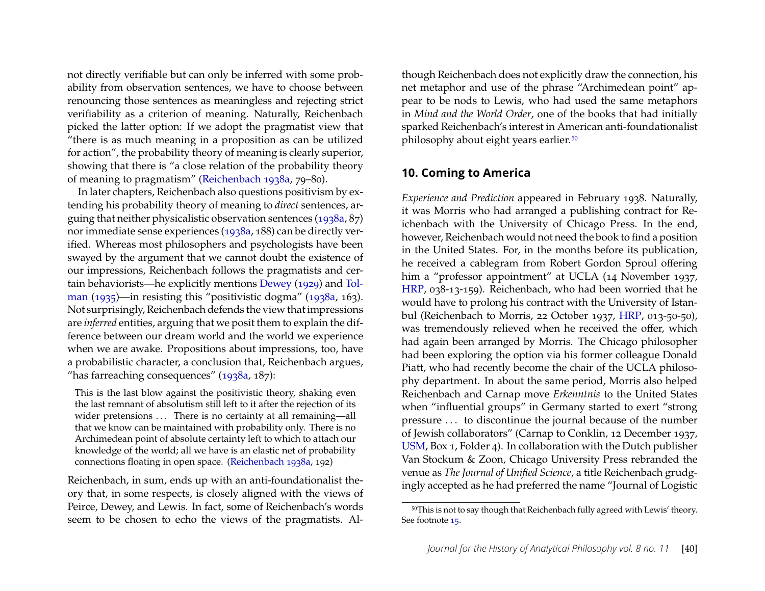not directly verifiable but can only be inferred with some probability from observation sentences, we have to choose between renouncing those sentences as meaningless and rejecting strict verifiability as a criterion of meaning. Naturally, Reichenbach picked the latter option: If we adopt the pragmatist view that "there is as much meaning in a proposition as can be utilized for action", the probability theory of meaning is clearly superior, showing that there is "a close relation of the probability theory of meaning to pragmatism" (Reichenbach 1938a, 79–80).

In later chapters, Reichenbach also questions positivism by extending his probability theory of meaning to *direct* sentences, arguing that neither physicalistic observation sentences (1938a, 87) nor immediate sense experiences (1938a, 188) can be directly verified. Whereas most philosophers and psychologists have been swayed by the argument that we cannot doubt the existence of our impressions, Reichenbach follows the pragmatists and certain behaviorists—he explicitly mentions Dewey (1929) and Tolman (1935)—in resisting this "positivistic dogma" (1938a, 163). Not surprisingly, Reichenbach defends the view that impressions are *inferred* entities, arguing that we posit them to explain the difference between our dream world and the world we experience when we are awake. Propositions about impressions, too, have a probabilistic character, a conclusion that, Reichenbach argues, "has farreaching consequences" (1938a, 187):

> This is the last blow against the positivistic theory, shaking even the last remnant of absolutism still left to it after the rejection of its wider pretensions ... There is no certainty at all remaining—all that we know can be maintained with probability only. There is no Archimedean point of absolute certainty left to which to attach our knowledge of the world; all we have is an elastic net of probability connections floating in open space. (Reichenbach 1938a, 192)

Reichenbach, in sum, ends up with an anti-foundationalist theory that, in some respects, is closely aligned with the views of Peirce, Dewey, and Lewis. In fact, some of Reichenbach's words seem to be chosen to echo the views of the pragmatists. Although Reichenbach does not explicitly draw the connection, his net metaphor and use of the phrase "Archimedean point" appear to be nods to Lewis, who had used the same metaphors in *Mind and the World Order*, one of the books that had initially sparked Reichenbach's interest in American anti-foundationalist philosophy about eight years earlier.[50]

## 10. Coming to America

*Experience and Prediction* appeared in February 1938. Naturally, it was Morris who had arranged a publishing contract for Reichenbach with the University of Chicago Press. In the end, however, Reichenbach would not need the book to find a position in the United States. For, in the months before its publication, he received a cablegram from Robert Gordon Sproul offering him a "professor appointment" at UCLA (14 November 1937, HRP, 038-13-159). Reichenbach, who had been worried that he would have to prolong his contract with the University of Istanbul (Reichenbach to Morris, 22 October 1937, HRP, 013-50-50), was tremendously relieved when he received the offer, which had again been arranged by Morris. The Chicago philosopher had been exploring the option via his former colleague Donald Piatt, who had recently become the chair of the UCLA philosophy department. In about the same period, Morris also helped Reichenbach and Carnap move *Erkenntnis* to the United States when "influential groups" in Germany started to exert "strong pressure ... to discontinue the journal because of the number of Jewish collaborators" (Carnap to Conklin, 12 December 1937, USM, Box 1, Folder 4). In collaboration with the Dutch publisher Van Stockum & Zoon, Chicago University Press rebranded the venue as *The Journal of Unified Science*, a title Reichenbach grudgingly accepted as he had preferred the name "Journal of Logistic

[50] This is not to say though that Reichenbach fully agreed with Lewis' theory. See footnote 15.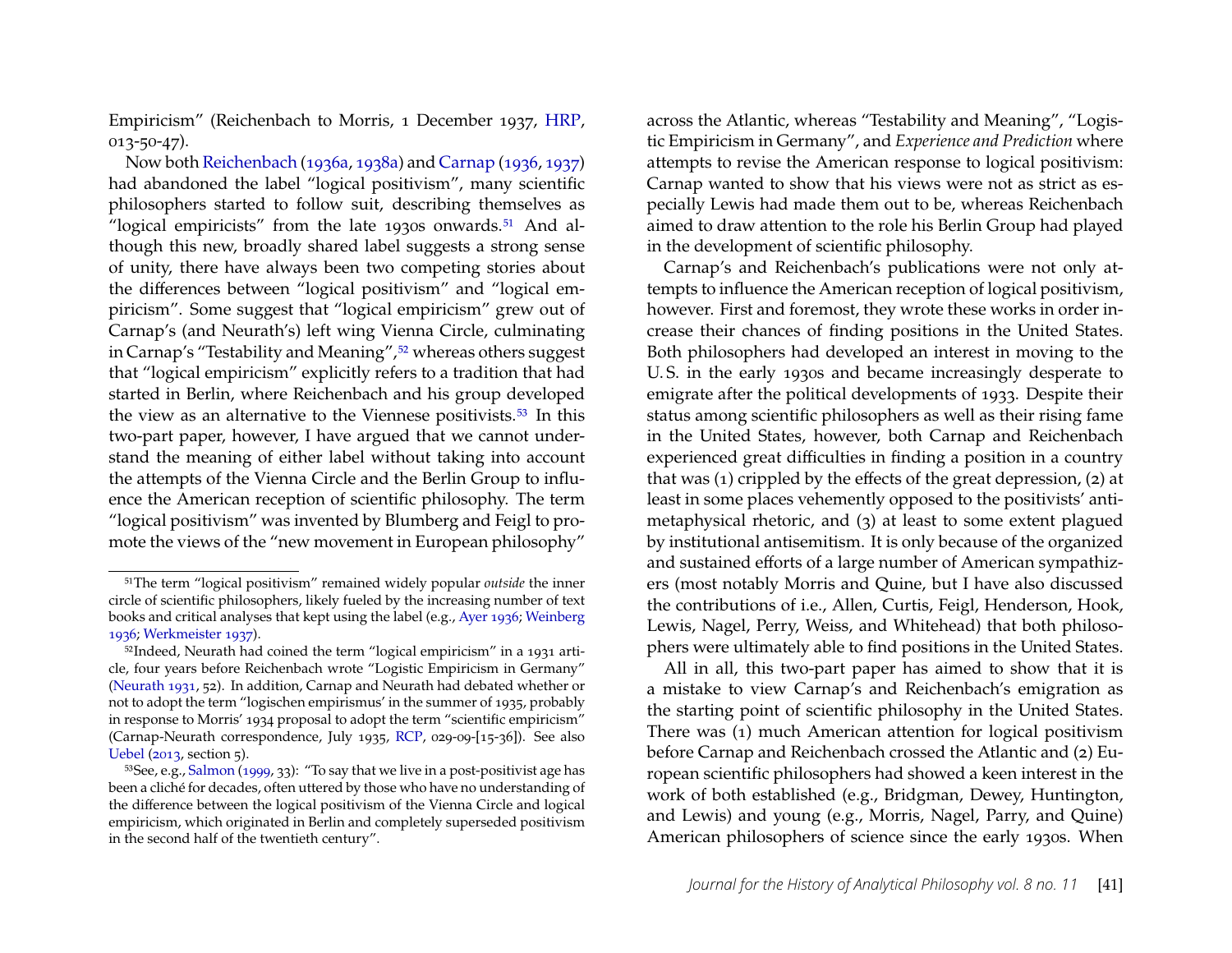Empiricism" (Reichenbach to Morris, 1 December 1937, HRP, 013-50-47).

Now both Reichenbach (1936a, 1938a) and Carnap (1936, 1937) had abandoned the label "logical positivism", many scientific philosophers started to follow suit, describing themselves as "logical empiricists" from the late 1930s onwards.[51] And although this new, broadly shared label suggests a strong sense of unity, there have always been two competing stories about the differences between "logical positivism" and "logical empiricism". Some suggest that "logical empiricism" grew out of Carnap's (and Neurath's) left wing Vienna Circle, culminating in Carnap's "Testability and Meaning",[52] whereas others suggest that "logical empiricism" explicitly refers to a tradition that had started in Berlin, where Reichenbach and his group developed the view as an alternative to the Viennese positivists.[53] In this two-part paper, however, I have argued that we cannot understand the meaning of either label without taking into account the attempts of the Vienna Circle and the Berlin Group to influence the American reception of scientific philosophy. The term "logical positivism" was invented by Blumberg and Feigl to promote the views of the "new movement in European philosophy" across the Atlantic, whereas "Testability and Meaning", "Logistic Empiricism in Germany", and *Experience and Prediction* where attempts to revise the American response to logical positivism: Carnap wanted to show that his views were not as strict as especially Lewis had made them out to be, whereas Reichenbach aimed to draw attention to the role his Berlin Group had played in the development of scientific philosophy.

Carnap's and Reichenbach's publications were not only attempts to influence the American reception of logical positivism, however. First and foremost, they wrote these works in order increase their chances of finding positions in the United States. Both philosophers had developed an interest in moving to the U.S. in the early 1930s and became increasingly desperate to emigrate after the political developments of 1933. Despite their status among scientific philosophers as well as their rising fame in the United States, however, both Carnap and Reichenbach experienced great difficulties in finding a position in a country that was (1) crippled by the effects of the great depression, (2) at least in some places vehemently opposed to the positivists' anti-metaphysical rhetoric, and (3) at least to some extent plagued by institutional antisemitism. It is only because of the organized and sustained efforts of a large number of American sympathizers (most notably Morris and Quine, but I have also discussed the contributions of i.e., Allen, Curtis, Feigl, Henderson, Hook, Lewis, Nagel, Perry, Weiss, and Whitehead) that both philosophers were ultimately able to find positions in the United States.

All in all, this two-part paper has aimed to show that it is a mistake to view Carnap's and Reichenbach's emigration as the starting point of scientific philosophy in the United States. There was (1) much American attention for logical positivism before Carnap and Reichenbach crossed the Atlantic and (2) European scientific philosophers had showed a keen interest in the work of both established (e.g., Bridgman, Dewey, Huntington, and Lewis) and young (e.g., Morris, Nagel, Parry, and Quine) American philosophers of science since the early 1930s. When

---

[51] The term "logical positivism" remained widely popular *outside* the inner circle of scientific philosophers, likely fueled by the increasing number of text books and critical analyses that kept using the label (e.g., Ayer 1936; Weinberg 1936; Werkmeister 1937).

[52] Indeed, Neurath had coined the term "logical empiricism" in a 1931 article, four years before Reichenbach wrote "Logistic Empiricism in Germany" (Neurath 1931, 52). In addition, Carnap and Neurath had debated whether or not to adopt the term "logischen empirismus' in the summer of 1935, probably in response to Morris' 1934 proposal to adopt the term "scientific empiricism" (Carnap-Neurath correspondence, July 1935, RCP, 029-09-[15-36]). See also Uebel (2013, section 5).

[53] See, e.g., Salmon (1999, 33): "To say that we live in a post-positivist age has been a cliché for decades, often uttered by those who have no understanding of the difference between the logical positivism of the Vienna Circle and logical empiricism, which originated in Berlin and completely superseded positivism in the second half of the twentieth century".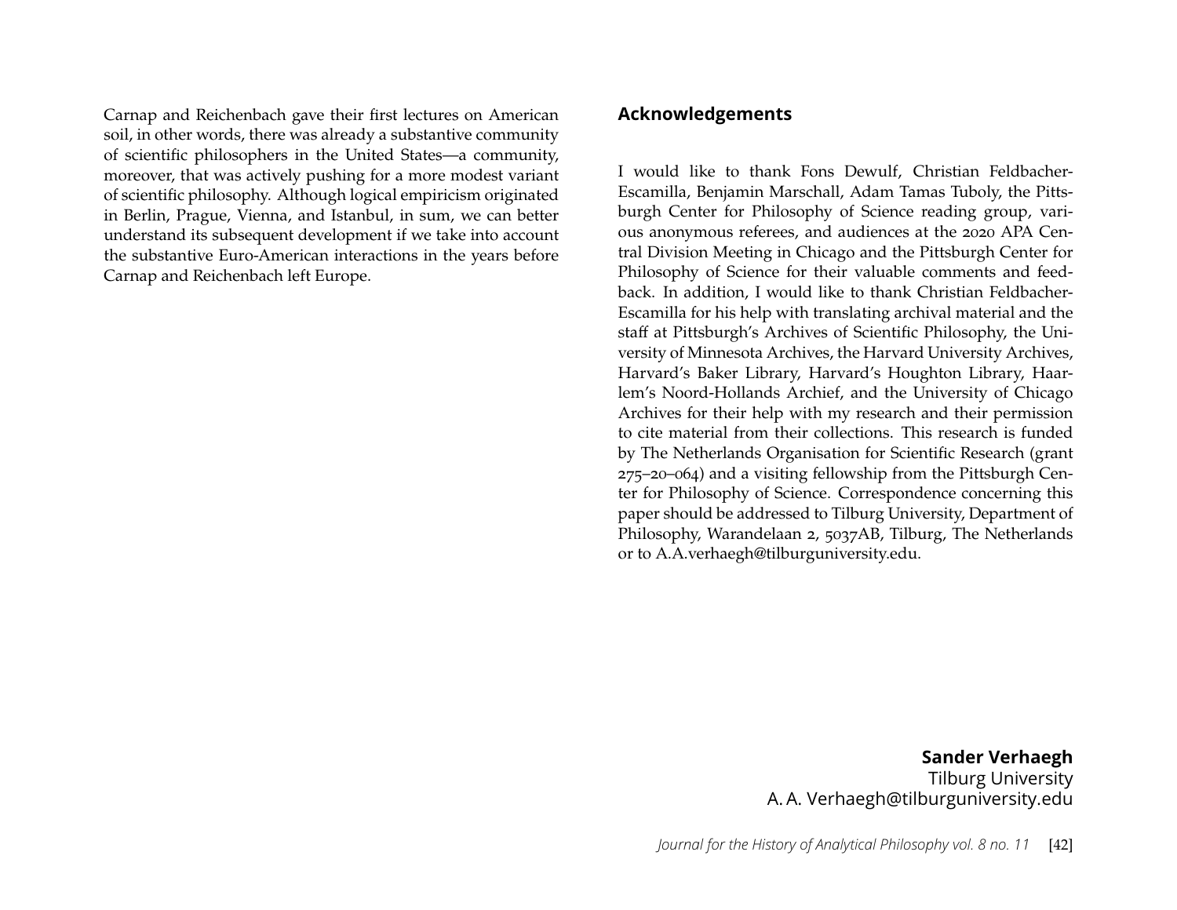Carnap and Reichenbach gave their first lectures on American soil, in other words, there was already a substantive community of scientific philosophers in the United States—a community, moreover, that was actively pushing for a more modest variant of scientific philosophy. Although logical empiricism originated in Berlin, Prague, Vienna, and Istanbul, in sum, we can better understand its subsequent development if we take into account the substantive Euro-American interactions in the years before Carnap and Reichenbach left Europe.

## Acknowledgements

I would like to thank Fons Dewulf, Christian Feldbacher-Escamilla, Benjamin Marschall, Adam Tamas Tuboly, the Pittsburgh Center for Philosophy of Science reading group, various anonymous referees, and audiences at the 2020 APA Central Division Meeting in Chicago and the Pittsburgh Center for Philosophy of Science for their valuable comments and feedback. In addition, I would like to thank Christian Feldbacher-Escamilla for his help with translating archival material and the staff at Pittsburgh's Archives of Scientific Philosophy, the University of Minnesota Archives, the Harvard University Archives, Harvard's Baker Library, Harvard's Houghton Library, Haarlem's Noord-Hollands Archief, and the University of Chicago Archives for their help with my research and their permission to cite material from their collections. This research is funded by The Netherlands Organisation for Scientific Research (grant 275–20–064) and a visiting fellowship from the Pittsburgh Center for Philosophy of Science. Correspondence concerning this paper should be addressed to Tilburg University, Department of Philosophy, Warandelaan 2, 5037AB, Tilburg, The Netherlands or to A.A.verhaegh@tilburguniversity.edu.

**Sander Verhaegh**
Tilburg University
A. A. Verhaegh@tilburguniversity.edu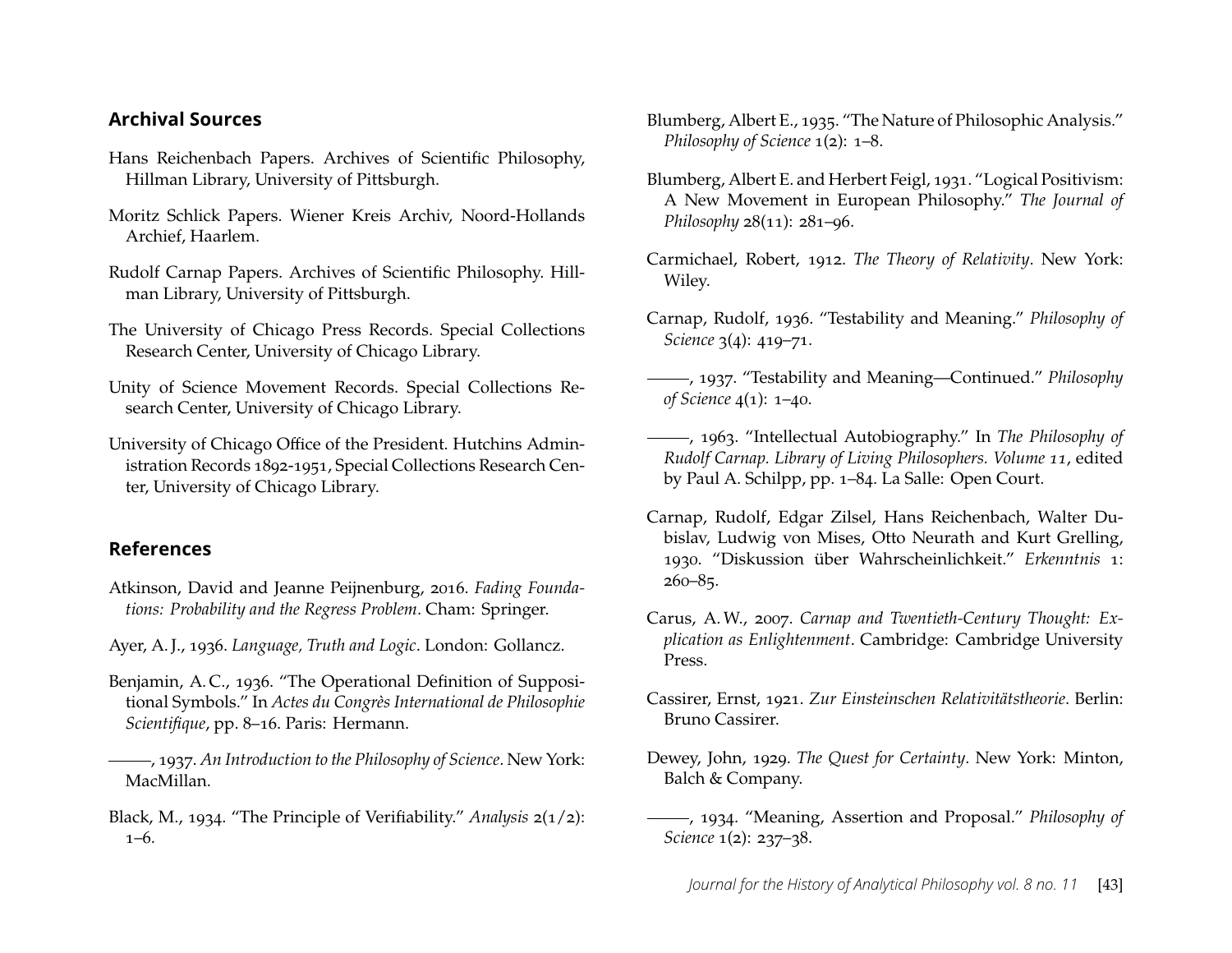## Archival Sources

Hans Reichenbach Papers. Archives of Scientific Philosophy, Hillman Library, University of Pittsburgh.

Moritz Schlick Papers. Wiener Kreis Archiv, Noord-Hollands Archief, Haarlem.

Rudolf Carnap Papers. Archives of Scientific Philosophy. Hillman Library, University of Pittsburgh.

The University of Chicago Press Records. Special Collections Research Center, University of Chicago Library.

Unity of Science Movement Records. Special Collections Research Center, University of Chicago Library.

University of Chicago Office of the President. Hutchins Administration Records 1892-1951, Special Collections Research Center, University of Chicago Library.

## References

Atkinson, David and Jeanne Peijnenburg, 2016. *Fading Foundations: Probability and the Regress Problem*. Cham: Springer.

Ayer, A. J., 1936. *Language, Truth and Logic*. London: Gollancz.

Benjamin, A. C., 1936. "The Operational Definition of Suppositional Symbols." In *Actes du Congrès International de Philosophie Scientifique*, pp. 8–16. Paris: Hermann.

———, 1937. *An Introduction to the Philosophy of Science*. New York: MacMillan.

Black, M., 1934. "The Principle of Verifiability." *Analysis* 2(1/2): 1–6.

Blumberg, Albert E., 1935. "The Nature of Philosophic Analysis." *Philosophy of Science* 1(2): 1–8.

Blumberg, Albert E. and Herbert Feigl, 1931. "Logical Positivism: A New Movement in European Philosophy." *The Journal of Philosophy* 28(11): 281–96.

Carmichael, Robert, 1912. *The Theory of Relativity*. New York: Wiley.

Carnap, Rudolf, 1936. "Testability and Meaning." *Philosophy of Science* 3(4): 419–71.

———, 1937. "Testability and Meaning—Continued." *Philosophy of Science* 4(1): 1–40.

———, 1963. "Intellectual Autobiography." In *The Philosophy of Rudolf Carnap. Library of Living Philosophers. Volume 11*, edited by Paul A. Schilpp, pp. 1–84. La Salle: Open Court.

Carnap, Rudolf, Edgar Zilsel, Hans Reichenbach, Walter Dubislav, Ludwig von Mises, Otto Neurath and Kurt Grelling, 1930. "Diskussion über Wahrscheinlichkeit." *Erkenntnis* 1: 260–85.

Carus, A. W., 2007. *Carnap and Twentieth-Century Thought: Explication as Enlightenment*. Cambridge: Cambridge University Press.

Cassirer, Ernst, 1921. *Zur Einsteinschen Relativitätstheorie*. Berlin: Bruno Cassirer.

Dewey, John, 1929. *The Quest for Certainty*. New York: Minton, Balch & Company.

———, 1934. "Meaning, Assertion and Proposal." *Philosophy of Science* 1(2): 237–38.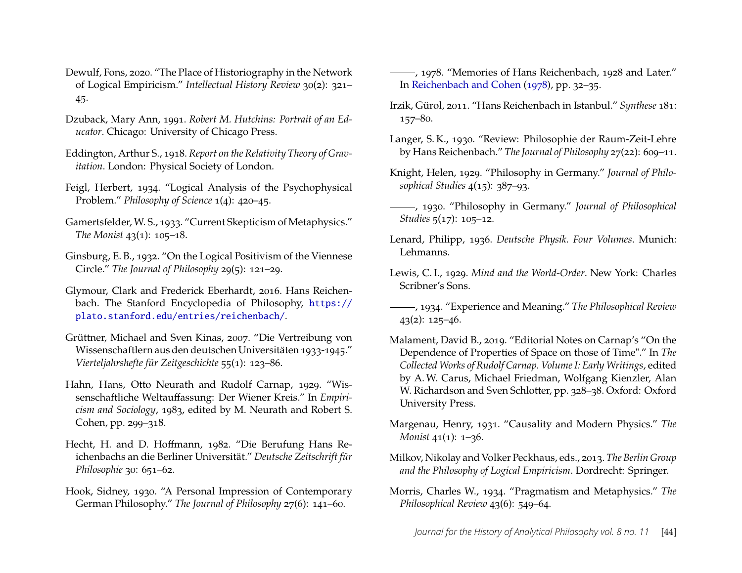Dewulf, Fons, 2020. “The Place of Historiography in the Network of Logical Empiricism.” *Intellectual History Review* 30(2): 321–45.

Dzuback, Mary Ann, 1991. *Robert M. Hutchins: Portrait of an Educator*. Chicago: University of Chicago Press.

Eddington, Arthur S., 1918. *Report on the Relativity Theory of Gravitation*. London: Physical Society of London.

Feigl, Herbert, 1934. “Logical Analysis of the Psychophysical Problem.” *Philosophy of Science* 1(4): 420–45.

Gamertsfelder, W. S., 1933. “Current Skepticism of Metaphysics.” *The Monist* 43(1): 105–18.

Ginsburg, E. B., 1932. “On the Logical Positivism of the Viennese Circle.” *The Journal of Philosophy* 29(5): 121–29.

Glymour, Clark and Frederick Eberhardt, 2016. Hans Reichenbach. The Stanford Encyclopedia of Philosophy, https://plato.stanford.edu/entries/reichenbach/.

Grüttner, Michael and Sven Kinas, 2007. “Die Vertreibung von Wissenschaftlern aus den deutschen Universitäten 1933-1945.” *Vierteljahrshefte für Zeitgeschichte* 55(1): 123–86.

Hahn, Hans, Otto Neurath and Rudolf Carnap, 1929. “Wissenschaftliche Weltauffassung: Der Wiener Kreis.” In *Empiricism and Sociology*, 1983, edited by M. Neurath and Robert S. Cohen, pp. 299–318.

Hecht, H. and D. Hoffmann, 1982. “Die Berufung Hans Reichenbachs an die Berliner Universität.” *Deutsche Zeitschrift für Philosophie* 30: 651–62.

Hook, Sidney, 1930. “A Personal Impression of Contemporary German Philosophy.” *The Journal of Philosophy* 27(6): 141–60.

———, 1978. “Memories of Hans Reichenbach, 1928 and Later.” In Reichenbach and Cohen (1978), pp. 32–35.

Irzik, Gürol, 2011. “Hans Reichenbach in Istanbul.” *Synthese* 181: 157–80.

Langer, S. K., 1930. “Review: Philosophie der Raum-Zeit-Lehre by Hans Reichenbach.” *The Journal of Philosophy* 27(22): 609–11.

Knight, Helen, 1929. “Philosophy in Germany.” *Journal of Philosophical Studies* 4(15): 387–93.

———, 1930. “Philosophy in Germany.” *Journal of Philosophical Studies* 5(17): 105–12.

Lenard, Philipp, 1936. *Deutsche Physik. Four Volumes*. Munich: Lehmanns.

Lewis, C. I., 1929. *Mind and the World-Order*. New York: Charles Scribner’s Sons.

———, 1934. “Experience and Meaning.” *The Philosophical Review* 43(2): 125–46.

Malament, David B., 2019. “Editorial Notes on Carnap’s “On the Dependence of Properties of Space on those of Time".” In *The Collected Works of Rudolf Carnap. Volume I: Early Writings*, edited by A. W. Carus, Michael Friedman, Wolfgang Kienzler, Alan W. Richardson and Sven Schlotter, pp. 328–38. Oxford: Oxford University Press.

Margenau, Henry, 1931. “Causality and Modern Physics.” *The Monist* 41(1): 1–36.

Milkov, Nikolay and Volker Peckhaus, eds., 2013. *The Berlin Group and the Philosophy of Logical Empiricism*. Dordrecht: Springer.

Morris, Charles W., 1934. “Pragmatism and Metaphysics.” *The Philosophical Review* 43(6): 549–64.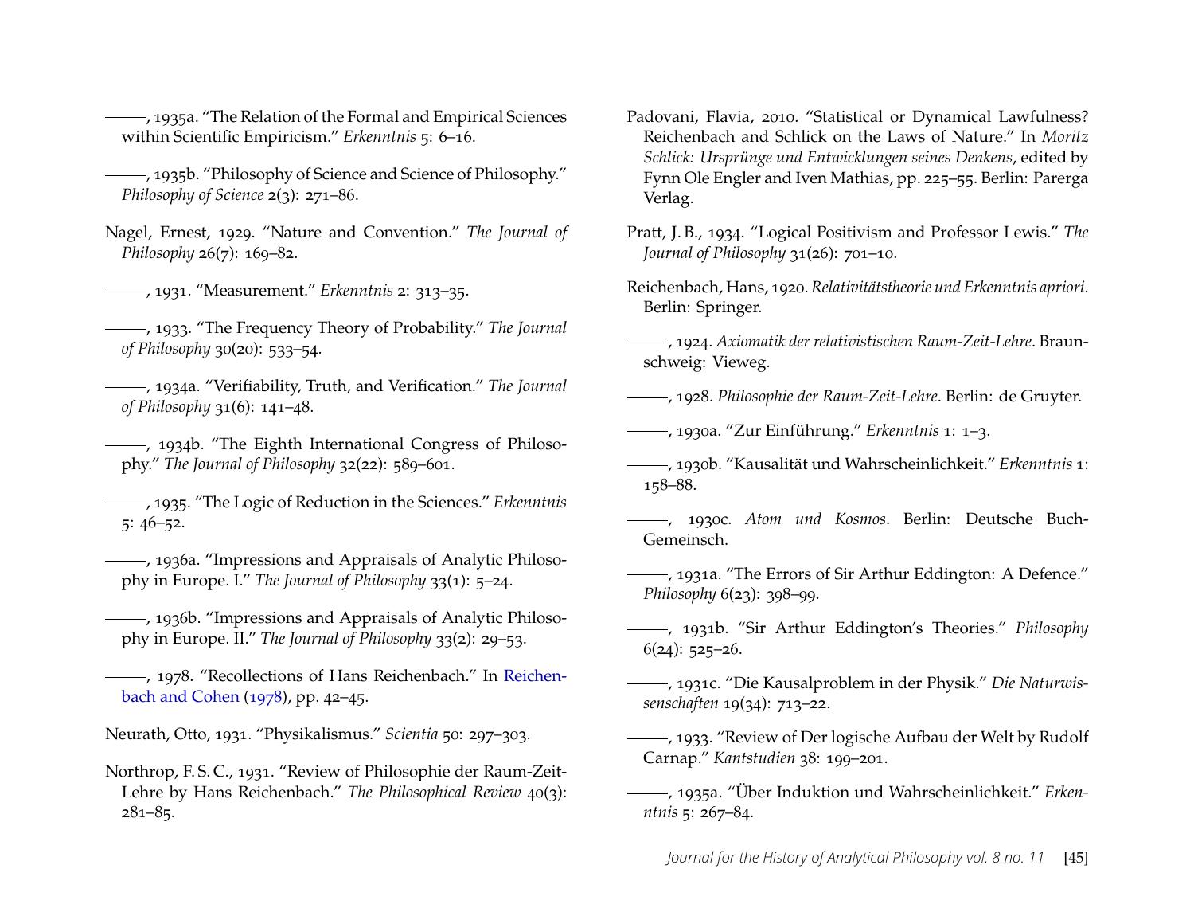———, 1935a. "The Relation of the Formal and Empirical Sciences within Scientific Empiricism." *Erkenntnis* 5: 6–16.

———, 1935b. "Philosophy of Science and Science of Philosophy." *Philosophy of Science* 2(3): 271–86.

Nagel, Ernest, 1929. "Nature and Convention." *The Journal of Philosophy* 26(7): 169–82.

———, 1931. "Measurement." *Erkenntnis* 2: 313–35.

———, 1933. "The Frequency Theory of Probability." *The Journal of Philosophy* 30(20): 533–54.

———, 1934a. "Verifiability, Truth, and Verification." *The Journal of Philosophy* 31(6): 141–48.

———, 1934b. "The Eighth International Congress of Philosophy." *The Journal of Philosophy* 32(22): 589–601.

———, 1935. "The Logic of Reduction in the Sciences." *Erkenntnis* 5: 46–52.

———, 1936a. "Impressions and Appraisals of Analytic Philosophy in Europe. I." *The Journal of Philosophy* 33(1): 5–24.

———, 1936b. "Impressions and Appraisals of Analytic Philosophy in Europe. II." *The Journal of Philosophy* 33(2): 29–53.

———, 1978. "Recollections of Hans Reichenbach." In Reichenbach and Cohen (1978), pp. 42–45.

Neurath, Otto, 1931. "Physikalismus." *Scientia* 50: 297–303.

Northrop, F. S. C., 1931. "Review of Philosophie der Raum-Zeit-Lehre by Hans Reichenbach." *The Philosophical Review* 40(3): 281–85.

Padovani, Flavia, 2010. "Statistical or Dynamical Lawfulness? Reichenbach and Schlick on the Laws of Nature." In *Moritz Schlick: Ursprünge und Entwicklungen seines Denkens*, edited by Fynn Ole Engler and Iven Mathias, pp. 225–55. Berlin: Parerga Verlag.

Pratt, J. B., 1934. "Logical Positivism and Professor Lewis." *The Journal of Philosophy* 31(26): 701–10.

Reichenbach, Hans, 1920. *Relativitätstheorie und Erkenntnis apriori*. Berlin: Springer.

———, 1924. *Axiomatik der relativistischen Raum-Zeit-Lehre*. Braunschweig: Vieweg.

———, 1928. *Philosophie der Raum-Zeit-Lehre*. Berlin: de Gruyter.

———, 1930a. "Zur Einführung." *Erkenntnis* 1: 1–3.

———, 1930b. "Kausalität und Wahrscheinlichkeit." *Erkenntnis* 1: 158–88.

———, 1930c. *Atom und Kosmos*. Berlin: Deutsche Buch-Gemeinsch.

———, 1931a. "The Errors of Sir Arthur Eddington: A Defence." *Philosophy* 6(23): 398–99.

———, 1931b. "Sir Arthur Eddington's Theories." *Philosophy* 6(24): 525–26.

———, 1931c. "Die Kausalproblem in der Physik." *Die Naturwissenschaften* 19(34): 713–22.

———, 1933. "Review of Der logische Aufbau der Welt by Rudolf Carnap." *Kantstudien* 38: 199–201.

———, 1935a. "Über Induktion und Wahrscheinlichkeit." *Erkenntnis* 5: 267–84.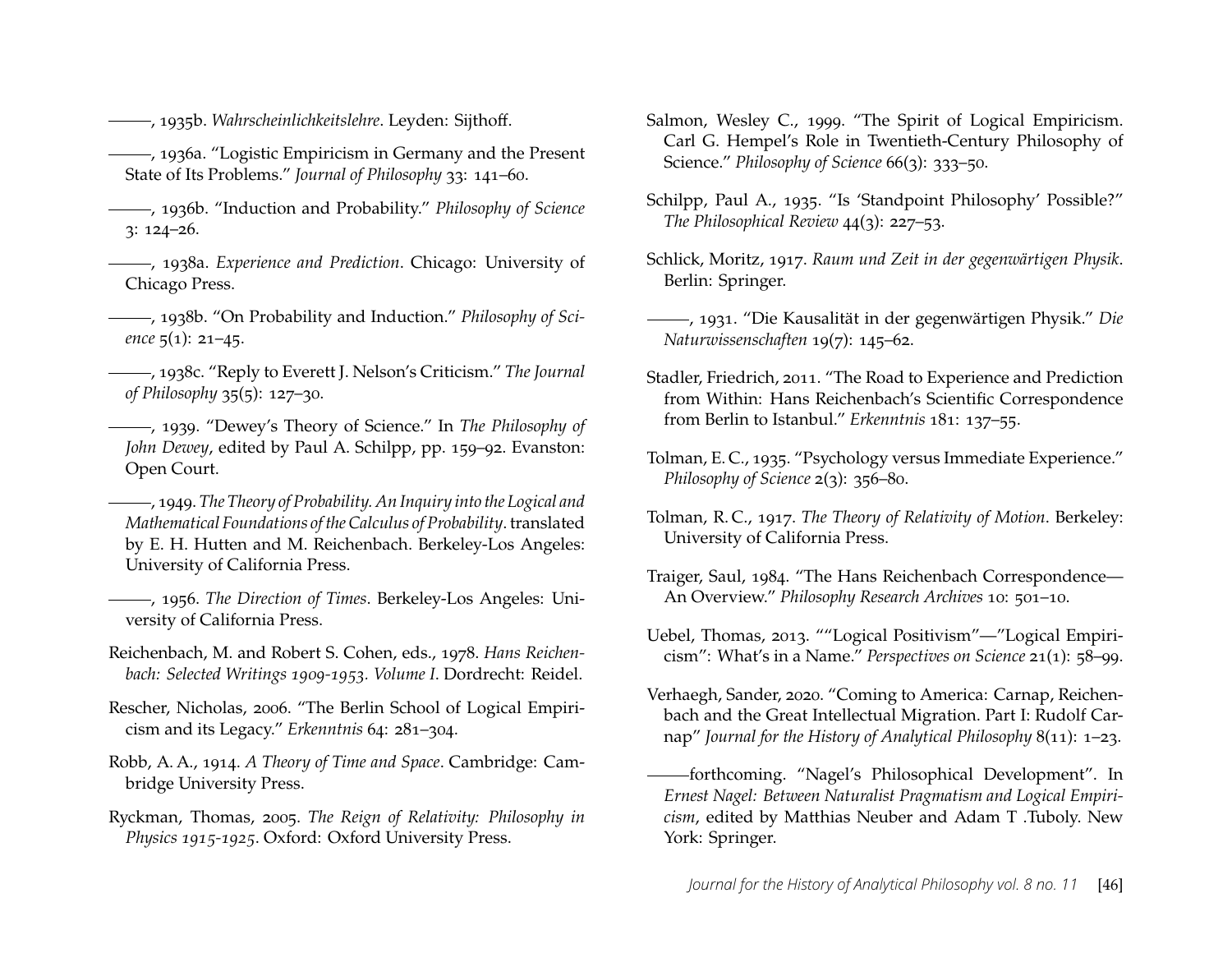———, 1935b. *Wahrscheinlichkeitslehre*. Leyden: Sijthoff.

———, 1936a. "Logistic Empiricism in Germany and the Present State of Its Problems." *Journal of Philosophy* 33: 141–60.

———, 1936b. "Induction and Probability." *Philosophy of Science* 3: 124–26.

———, 1938a. *Experience and Prediction*. Chicago: University of Chicago Press.

———, 1938b. "On Probability and Induction." *Philosophy of Science* 5(1): 21–45.

———, 1938c. "Reply to Everett J. Nelson's Criticism." *The Journal of Philosophy* 35(5): 127–30.

———, 1939. "Dewey's Theory of Science." In *The Philosophy of John Dewey*, edited by Paul A. Schilpp, pp. 159–92. Evanston: Open Court.

———, 1949. *The Theory of Probability. An Inquiry into the Logical and Mathematical Foundations of the Calculus of Probability*. translated by E. H. Hutten and M. Reichenbach. Berkeley-Los Angeles: University of California Press.

———, 1956. *The Direction of Times*. Berkeley-Los Angeles: University of California Press.

Reichenbach, M. and Robert S. Cohen, eds., 1978. *Hans Reichenbach: Selected Writings 1909-1953. Volume I*. Dordrecht: Reidel.

Rescher, Nicholas, 2006. "The Berlin School of Logical Empiricism and its Legacy." *Erkenntnis* 64: 281–304.

Robb, A. A., 1914. *A Theory of Time and Space*. Cambridge: Cambridge University Press.

Ryckman, Thomas, 2005. *The Reign of Relativity: Philosophy in Physics 1915-1925*. Oxford: Oxford University Press.

Salmon, Wesley C., 1999. "The Spirit of Logical Empiricism. Carl G. Hempel's Role in Twentieth-Century Philosophy of Science." *Philosophy of Science* 66(3): 333–50.

Schilpp, Paul A., 1935. "Is 'Standpoint Philosophy' Possible?" *The Philosophical Review* 44(3): 227–53.

Schlick, Moritz, 1917. *Raum und Zeit in der gegenwärtigen Physik*. Berlin: Springer.

———, 1931. "Die Kausalität in der gegenwärtigen Physik." *Die Naturwissenschaften* 19(7): 145–62.

Stadler, Friedrich, 2011. "The Road to Experience and Prediction from Within: Hans Reichenbach's Scientific Correspondence from Berlin to Istanbul." *Erkenntnis* 181: 137–55.

Tolman, E. C., 1935. "Psychology versus Immediate Experience." *Philosophy of Science* 2(3): 356–80.

Tolman, R. C., 1917. *The Theory of Relativity of Motion*. Berkeley: University of California Press.

Traiger, Saul, 1984. "The Hans Reichenbach Correspondence—An Overview." *Philosophy Research Archives* 10: 501–10.

Uebel, Thomas, 2013. ""Logical Positivism"—"Logical Empiricism": What's in a Name." *Perspectives on Science* 21(1): 58–99.

Verhaegh, Sander, 2020. "Coming to America: Carnap, Reichenbach and the Great Intellectual Migration. Part I: Rudolf Carnap" *Journal for the History of Analytical Philosophy* 8(11): 1–23.

———forthcoming. "Nagel's Philosophical Development". In *Ernest Nagel: Between Naturalist Pragmatism and Logical Empiricism*, edited by Matthias Neuber and Adam T .Tuboly. New York: Springer.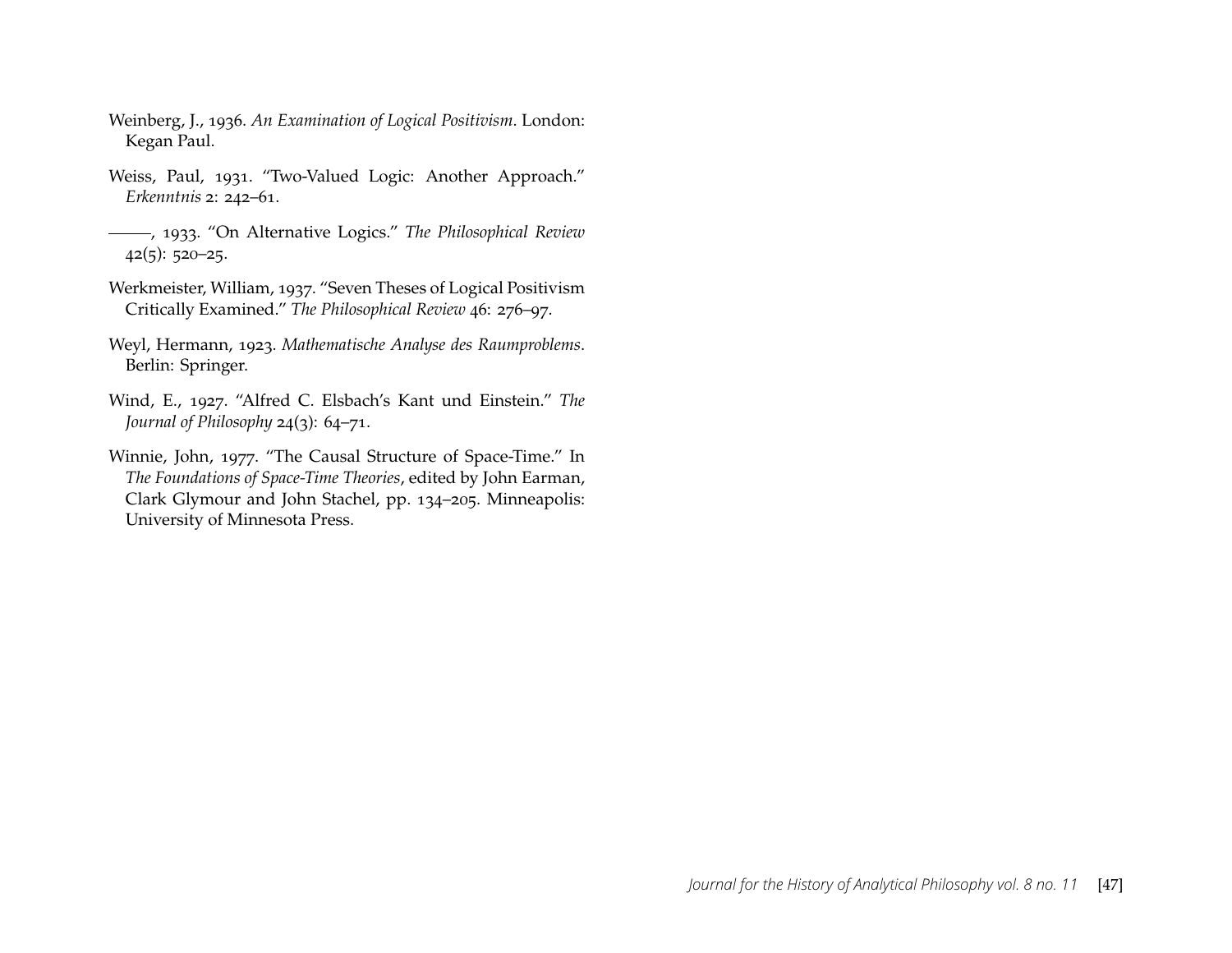Weinberg, J., 1936. *An Examination of Logical Positivism*. London: Kegan Paul.

Weiss, Paul, 1931. "Two-Valued Logic: Another Approach." *Erkenntnis* 2: 242–61.

———, 1933. "On Alternative Logics." *The Philosophical Review* 42(5): 520–25.

Werkmeister, William, 1937. "Seven Theses of Logical Positivism Critically Examined." *The Philosophical Review* 46: 276–97.

Weyl, Hermann, 1923. *Mathematische Analyse des Raumproblems*. Berlin: Springer.

Wind, E., 1927. "Alfred C. Elsbach's Kant und Einstein." *The Journal of Philosophy* 24(3): 64–71.

Winnie, John, 1977. "The Causal Structure of Space-Time." In *The Foundations of Space-Time Theories*, edited by John Earman, Clark Glymour and John Stachel, pp. 134–205. Minneapolis: University of Minnesota Press.